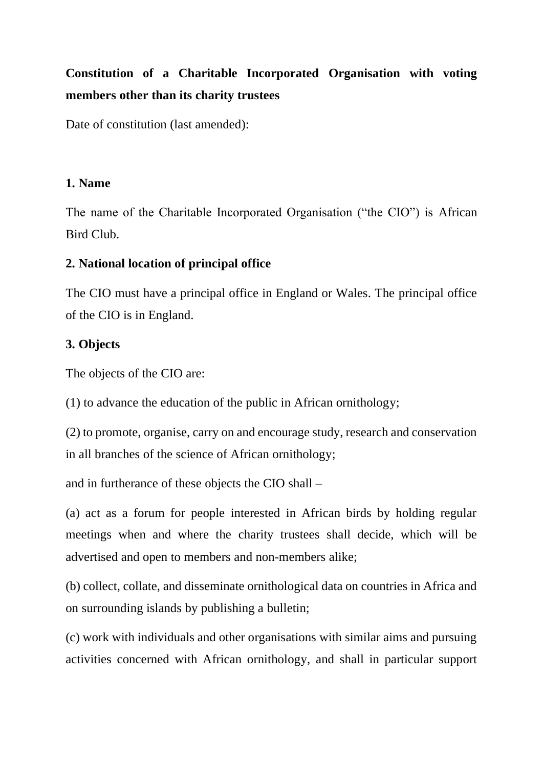# Constitution of a Charitable Incorporated Organisation with voting members other than its charity trustees

Date of constitution (last amended):

## 1. Name

The name of the Charitable Incorporated Organisation ("the CIO") is African Bird Club.

## 2. National location of principal office

The CIO must have a principal office in England or Wales. The principal office of the CIO is in England.

## 3. Objects

The objects of the CIO are:

(1) to advance the education of the public in African ornithology;

(2) to promote, organise, carry on and encourage study, research and conservation in all branches of the science of African ornithology;

and in furtherance of these objects the CIO shall –

(a) act as a forum for people interested in African birds by holding regular meetings when and where the charity trustees shall decide, which will be advertised and open to members and non-members alike;

(b) collect, collate, and disseminate ornithological data on countries in Africa and on surrounding islands by publishing a bulletin;

(c) work with individuals and other organisations with similar aims and pursuing activities concerned with African ornithology, and shall in particular support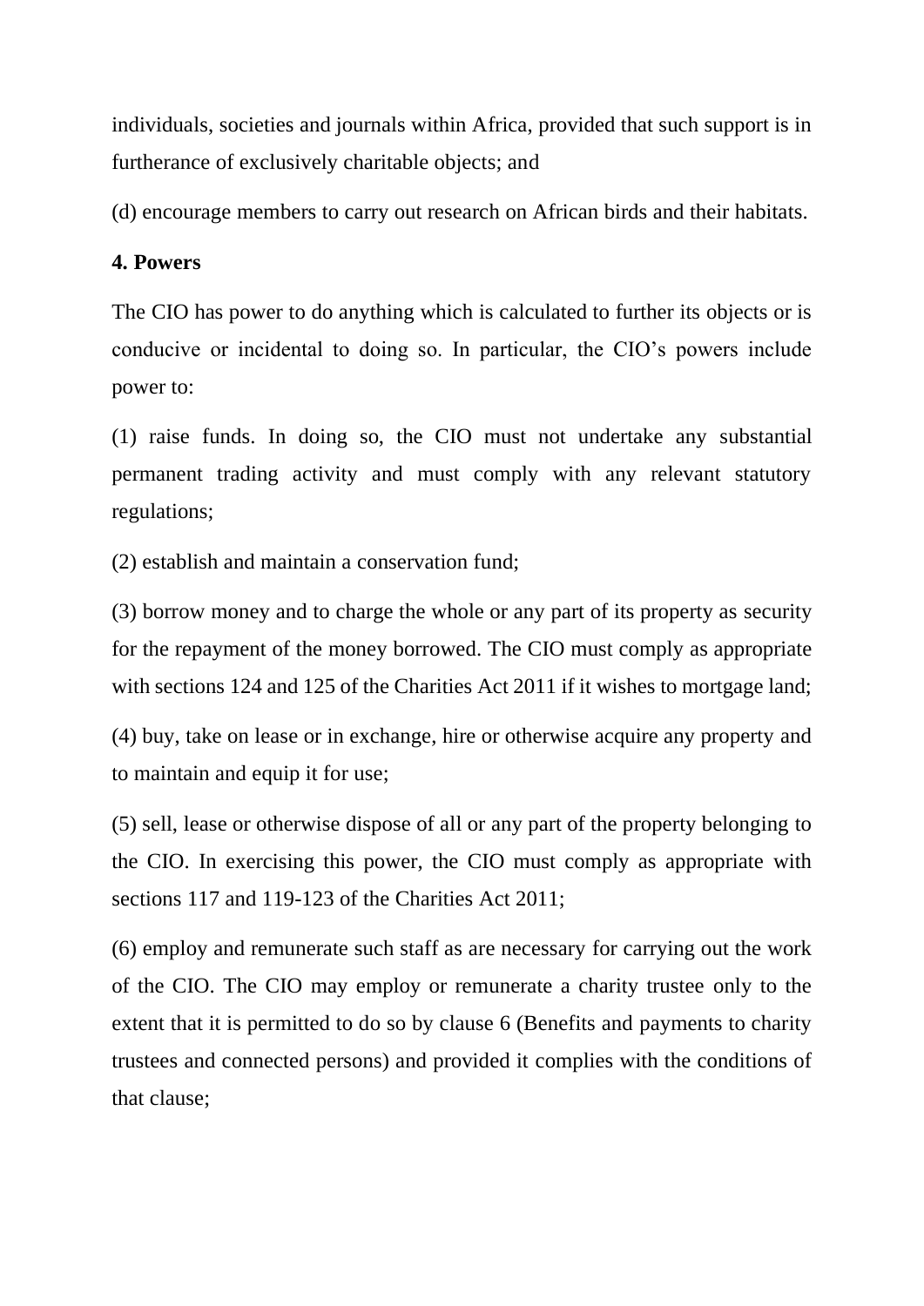individuals, societies and journals within Africa, provided that such support is in furtherance of exclusively charitable objects; and

(d) encourage members to carry out research on African birds and their habitats.

**4. Powers**

The CIO has power to do anything which is calculated to further its objects or is conducive or incidental to doing so. In particular, the CIO's powers include power to:

(1) raise funds. In doing so, the CIO must not undertake any substantial permanent trading activity and must comply with any relevant statutory regulations;

(2) establish and maintain a conservation fund;

(3) borrow money and to charge the whole or any part of its property as security for the repayment of the money borrowed. The CIO must comply as appropriate with sections 124 and 125 of the Charities Act 2011 if it wishes to mortgage land;

(4) buy, take on lease or in exchange, hire or otherwise acquire any property and to maintain and equip it for use;

(5) sell, lease or otherwise dispose of all or any part of the property belonging to the CIO. In exercising this power, the CIO must comply as appropriate with sections 117 and 119-123 of the Charities Act 2011;

(6) employ and remunerate such staff as are necessary for carrying out the work of the CIO. The CIO may employ or remunerate a charity trustee only to the extent that it is permitted to do so by clause 6 (Benefits and payments to charity trustees and connected persons) and provided it complies with the conditions of that clause;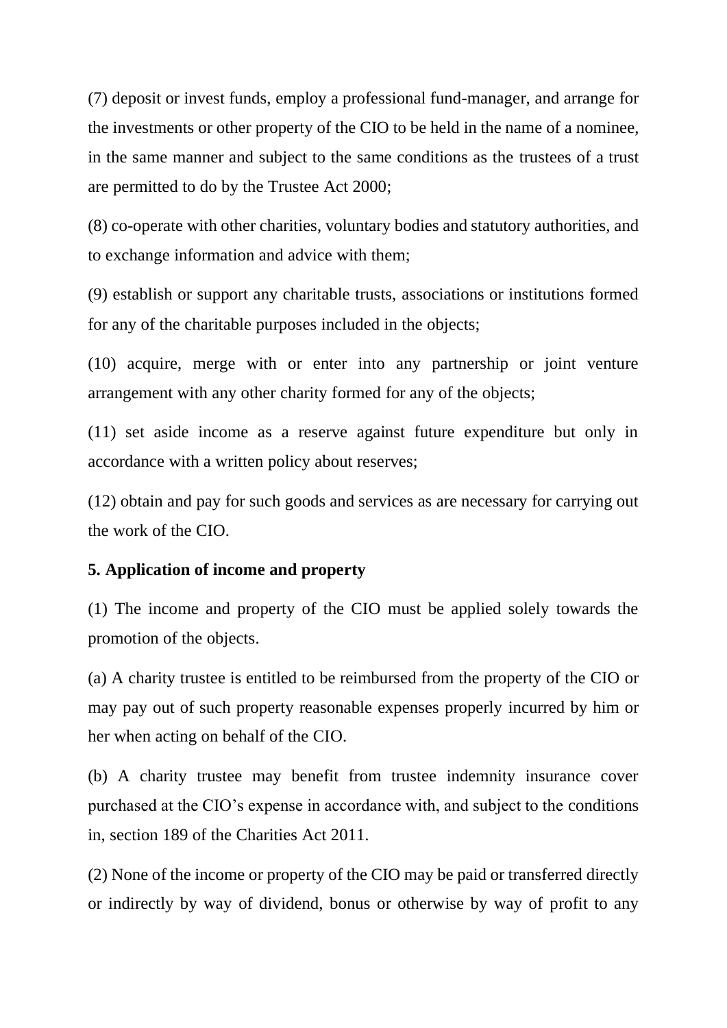(7) deposit or invest funds, employ a professional fund-manager, and arrange for the investments or other property of the CIO to be held in the name of a nominee, in the same manner and subject to the same conditions as the trustees of a trust are permitted to do by the Trustee Act 2000;

(8) co-operate with other charities, voluntary bodies and statutory authorities, and to exchange information and advice with them;

(9) establish or support any charitable trusts, associations or institutions formed for any of the charitable purposes included in the objects;

(10) acquire, merge with or enter into any partnership or joint venture arrangement with any other charity formed for any of the objects;

(11) set aside income as a reserve against future expenditure but only in accordance with a written policy about reserves;

(12) obtain and pay for such goods and services as are necessary for carrying out the work of the CIO.

**5. Application of income and property**

(1) The income and property of the CIO must be applied solely towards the promotion of the objects.

(a) A charity trustee is entitled to be reimbursed from the property of the CIO or may pay out of such property reasonable expenses properly incurred by him or her when acting on behalf of the CIO.

(b) A charity trustee may benefit from trustee indemnity insurance cover purchased at the CIO's expense in accordance with, and subject to the conditions in, section 189 of the Charities Act 2011.

(2) None of the income or property of the CIO may be paid or transferred directly or indirectly by way of dividend, bonus or otherwise by way of profit to any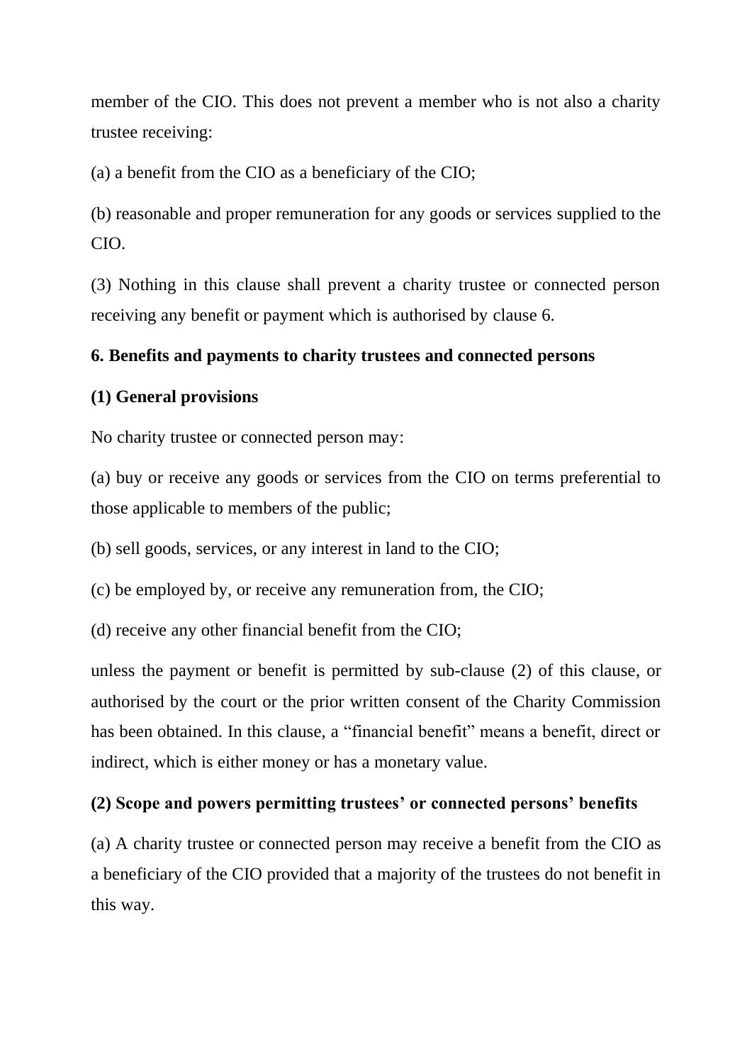member of the CIO. This does not prevent a member who is not also a charity trustee receiving:

(a) a benefit from the CIO as a beneficiary of the CIO;

(b) reasonable and proper remuneration for any goods or services supplied to the CIO.

(3) Nothing in this clause shall prevent a charity trustee or connected person receiving any benefit or payment which is authorised by clause 6.

**6. Benefits and payments to charity trustees and connected persons**

**(1) General provisions**

No charity trustee or connected person may:

(a) buy or receive any goods or services from the CIO on terms preferential to those applicable to members of the public;

(b) sell goods, services, or any interest in land to the CIO;

(c) be employed by, or receive any remuneration from, the CIO;

(d) receive any other financial benefit from the CIO;

unless the payment or benefit is permitted by sub-clause (2) of this clause, or authorised by the court or the prior written consent of the Charity Commission has been obtained. In this clause, a "financial benefit" means a benefit, direct or indirect, which is either money or has a monetary value.

**(2) Scope and powers permitting trustees' or connected persons' benefits**

(a) A charity trustee or connected person may receive a benefit from the CIO as a beneficiary of the CIO provided that a majority of the trustees do not benefit in this way.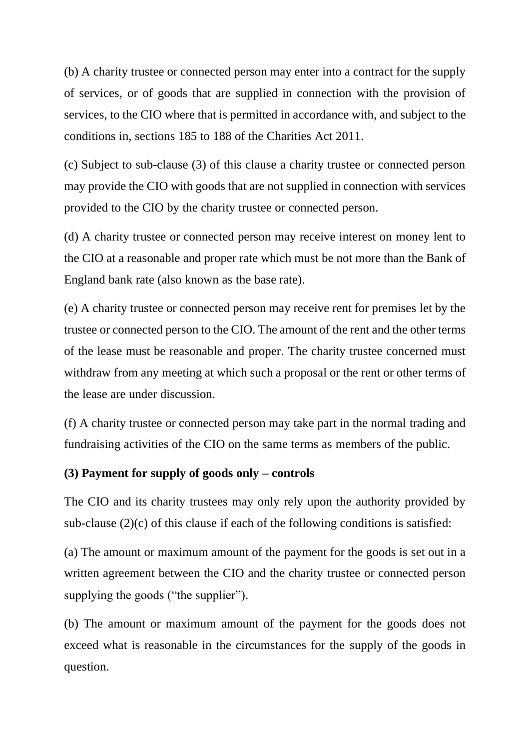(b) A charity trustee or connected person may enter into a contract for the supply of services, or of goods that are supplied in connection with the provision of services, to the CIO where that is permitted in accordance with, and subject to the conditions in, sections 185 to 188 of the Charities Act 2011.

(c) Subject to sub-clause (3) of this clause a charity trustee or connected person may provide the CIO with goods that are not supplied in connection with services provided to the CIO by the charity trustee or connected person.

(d) A charity trustee or connected person may receive interest on money lent to the CIO at a reasonable and proper rate which must be not more than the Bank of England bank rate (also known as the base rate).

(e) A charity trustee or connected person may receive rent for premises let by the trustee or connected person to the CIO. The amount of the rent and the other terms of the lease must be reasonable and proper. The charity trustee concerned must withdraw from any meeting at which such a proposal or the rent or other terms of the lease are under discussion.

(f) A charity trustee or connected person may take part in the normal trading and fundraising activities of the CIO on the same terms as members of the public.

**(3) Payment for supply of goods only – controls**

The CIO and its charity trustees may only rely upon the authority provided by sub-clause (2)(c) of this clause if each of the following conditions is satisfied:

(a) The amount or maximum amount of the payment for the goods is set out in a written agreement between the CIO and the charity trustee or connected person supplying the goods ("the supplier").

(b) The amount or maximum amount of the payment for the goods does not exceed what is reasonable in the circumstances for the supply of the goods in question.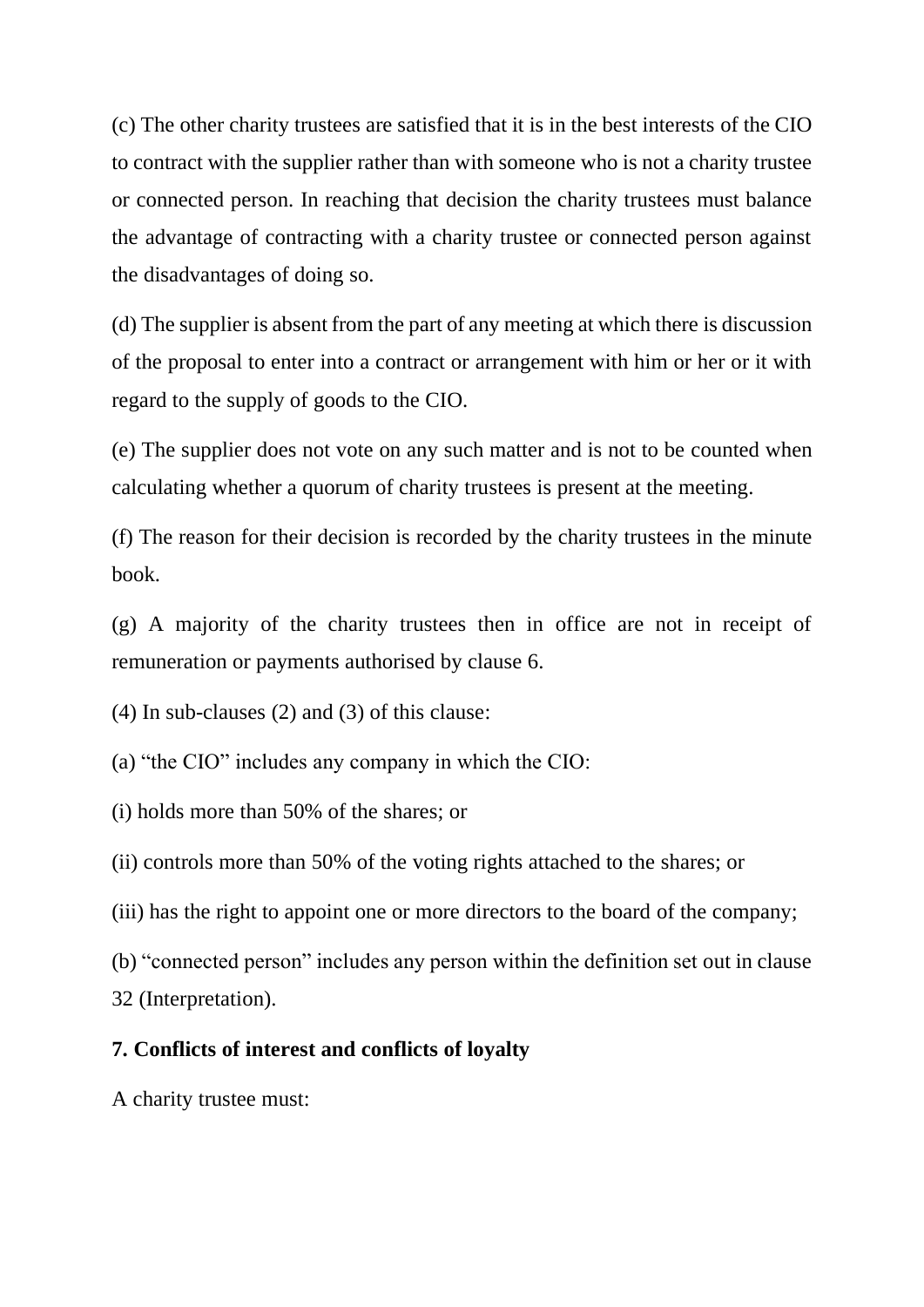(c) The other charity trustees are satisfied that it is in the best interests of the CIO to contract with the supplier rather than with someone who is not a charity trustee or connected person. In reaching that decision the charity trustees must balance the advantage of contracting with a charity trustee or connected person against the disadvantages of doing so.

(d) The supplier is absent from the part of any meeting at which there is discussion of the proposal to enter into a contract or arrangement with him or her or it with regard to the supply of goods to the CIO.

(e) The supplier does not vote on any such matter and is not to be counted when calculating whether a quorum of charity trustees is present at the meeting.

(f) The reason for their decision is recorded by the charity trustees in the minute book.

(g) A majority of the charity trustees then in office are not in receipt of remuneration or payments authorised by clause 6.

(4) In sub-clauses (2) and (3) of this clause:

(a) "the CIO" includes any company in which the CIO:

(i) holds more than 50% of the shares; or

(ii) controls more than 50% of the voting rights attached to the shares; or

(iii) has the right to appoint one or more directors to the board of the company;

(b) "connected person" includes any person within the definition set out in clause 32 (Interpretation).

**7. Conflicts of interest and conflicts of loyalty**

A charity trustee must: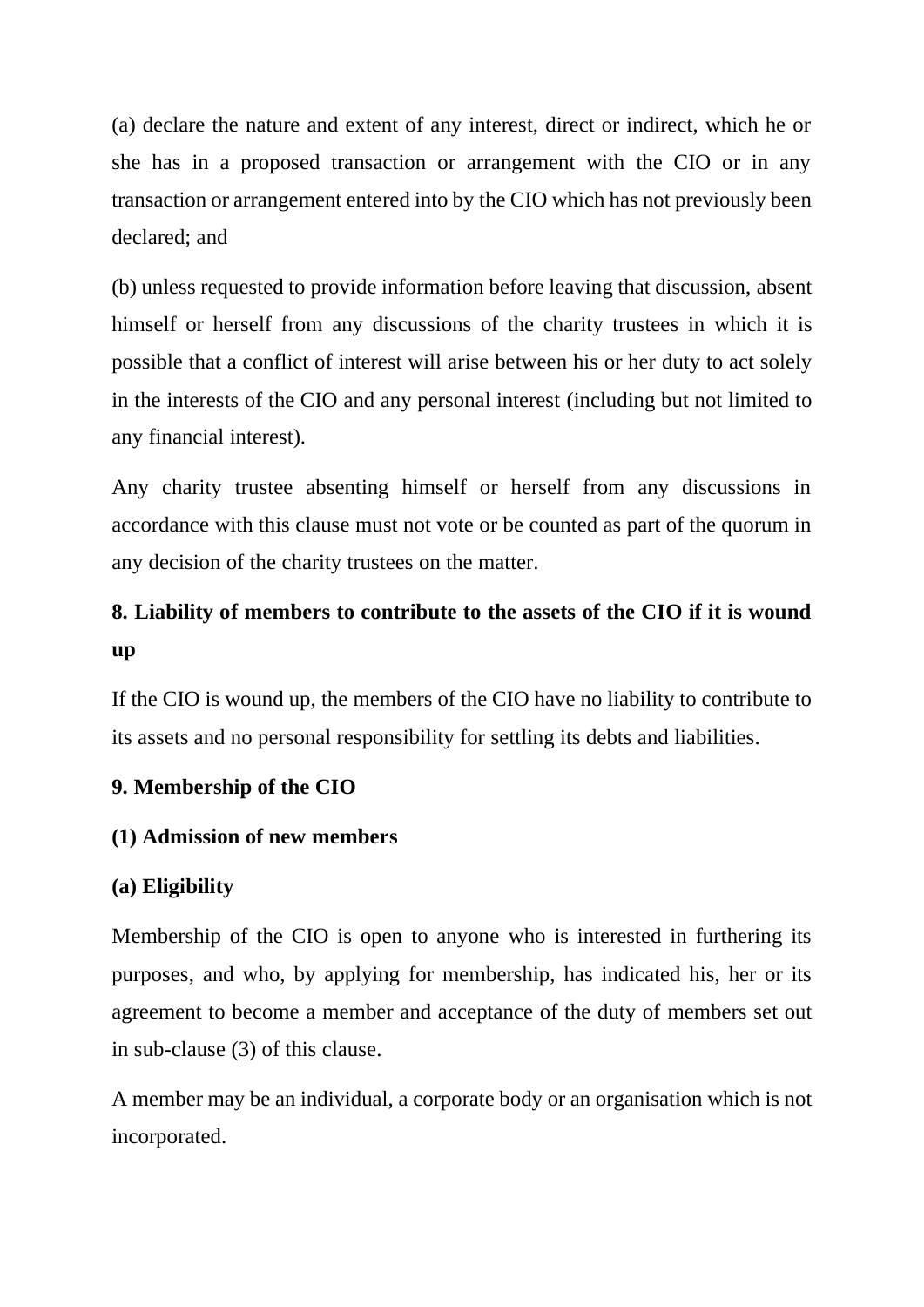(a) declare the nature and extent of any interest, direct or indirect, which he or she has in a proposed transaction or arrangement with the CIO or in any transaction or arrangement entered into by the CIO which has not previously been declared; and

(b) unless requested to provide information before leaving that discussion, absent himself or herself from any discussions of the charity trustees in which it is possible that a conflict of interest will arise between his or her duty to act solely in the interests of the CIO and any personal interest (including but not limited to any financial interest).

Any charity trustee absenting himself or herself from any discussions in accordance with this clause must not vote or be counted as part of the quorum in any decision of the charity trustees on the matter.

## 8. Liability of members to contribute to the assets of the CIO if it is wound up

If the CIO is wound up, the members of the CIO have no liability to contribute to its assets and no personal responsibility for settling its debts and liabilities.

## 9. Membership of the CIO

### (1) Admission of new members

#### (a) Eligibility

Membership of the CIO is open to anyone who is interested in furthering its purposes, and who, by applying for membership, has indicated his, her or its agreement to become a member and acceptance of the duty of members set out in sub-clause (3) of this clause.

A member may be an individual, a corporate body or an organisation which is not incorporated.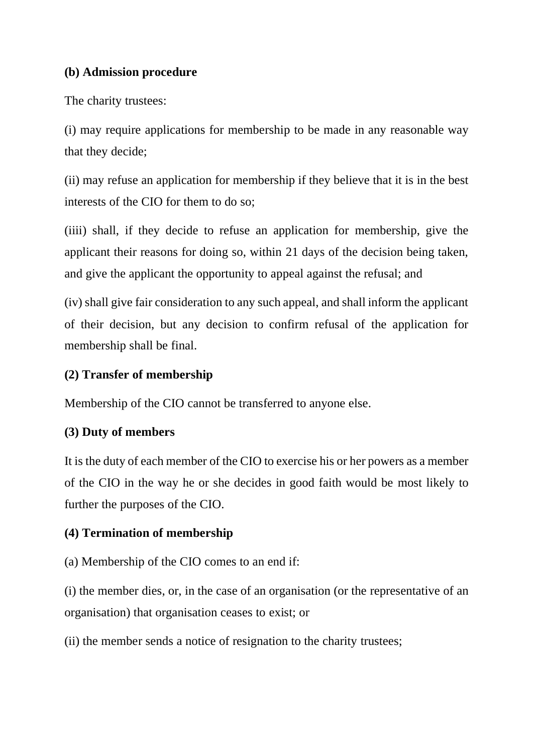**(b) Admission procedure**

The charity trustees:

(i) may require applications for membership to be made in any reasonable way that they decide;

(ii) may refuse an application for membership if they believe that it is in the best interests of the CIO for them to do so;

(iiii) shall, if they decide to refuse an application for membership, give the applicant their reasons for doing so, within 21 days of the decision being taken, and give the applicant the opportunity to appeal against the refusal; and

(iv) shall give fair consideration to any such appeal, and shall inform the applicant of their decision, but any decision to confirm refusal of the application for membership shall be final.

**(2) Transfer of membership**

Membership of the CIO cannot be transferred to anyone else.

**(3) Duty of members**

It is the duty of each member of the CIO to exercise his or her powers as a member of the CIO in the way he or she decides in good faith would be most likely to further the purposes of the CIO.

**(4) Termination of membership**

(a) Membership of the CIO comes to an end if:

(i) the member dies, or, in the case of an organisation (or the representative of an organisation) that organisation ceases to exist; or

(ii) the member sends a notice of resignation to the charity trustees;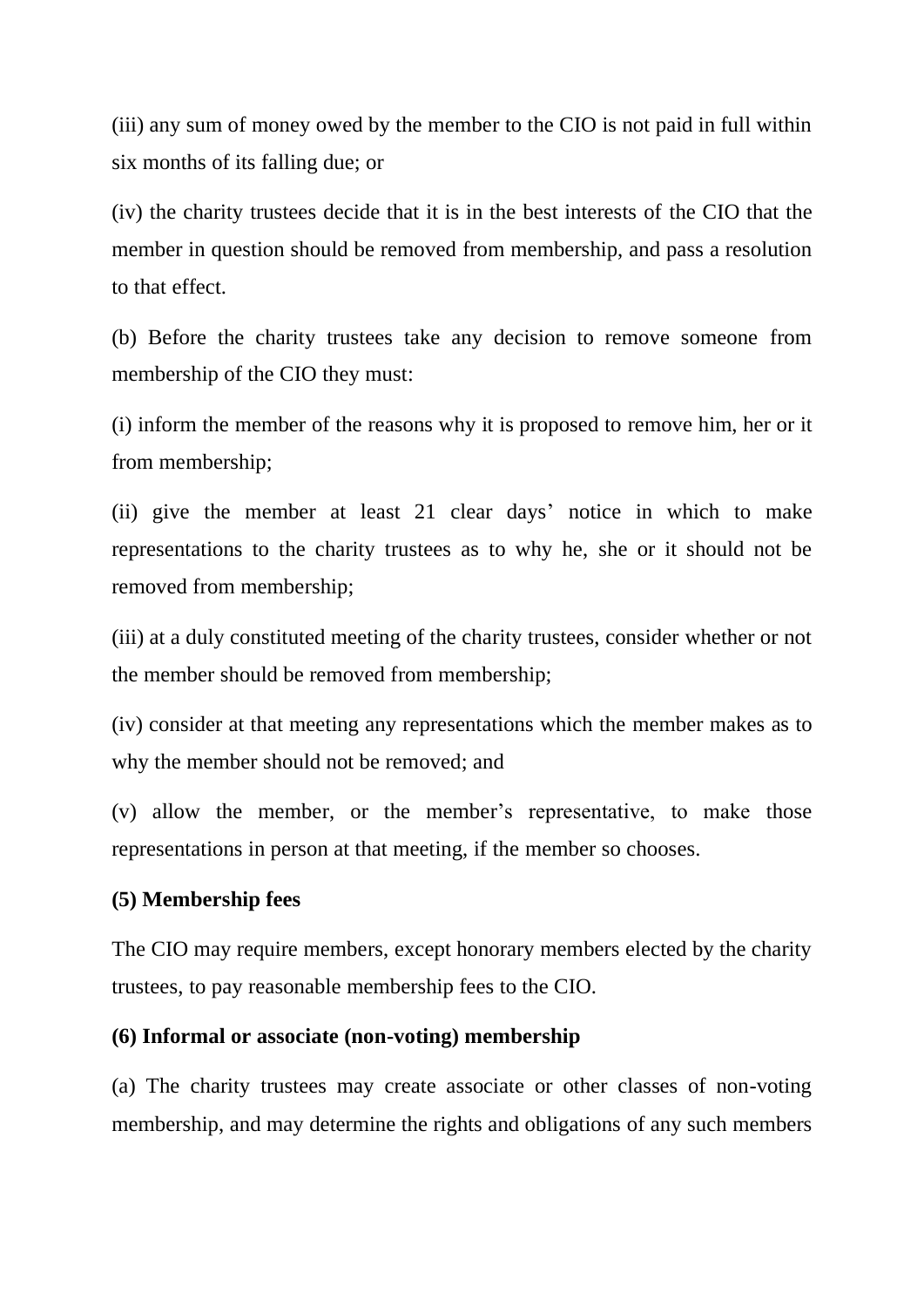(iii) any sum of money owed by the member to the CIO is not paid in full within six months of its falling due; or

(iv) the charity trustees decide that it is in the best interests of the CIO that the member in question should be removed from membership, and pass a resolution to that effect.

(b) Before the charity trustees take any decision to remove someone from membership of the CIO they must:

(i) inform the member of the reasons why it is proposed to remove him, her or it from membership;

(ii) give the member at least 21 clear days' notice in which to make representations to the charity trustees as to why he, she or it should not be removed from membership;

(iii) at a duly constituted meeting of the charity trustees, consider whether or not the member should be removed from membership;

(iv) consider at that meeting any representations which the member makes as to why the member should not be removed; and

(v) allow the member, or the member's representative, to make those representations in person at that meeting, if the member so chooses.

**(5) Membership fees**

The CIO may require members, except honorary members elected by the charity trustees, to pay reasonable membership fees to the CIO.

**(6) Informal or associate (non-voting) membership**

(a) The charity trustees may create associate or other classes of non-voting membership, and may determine the rights and obligations of any such members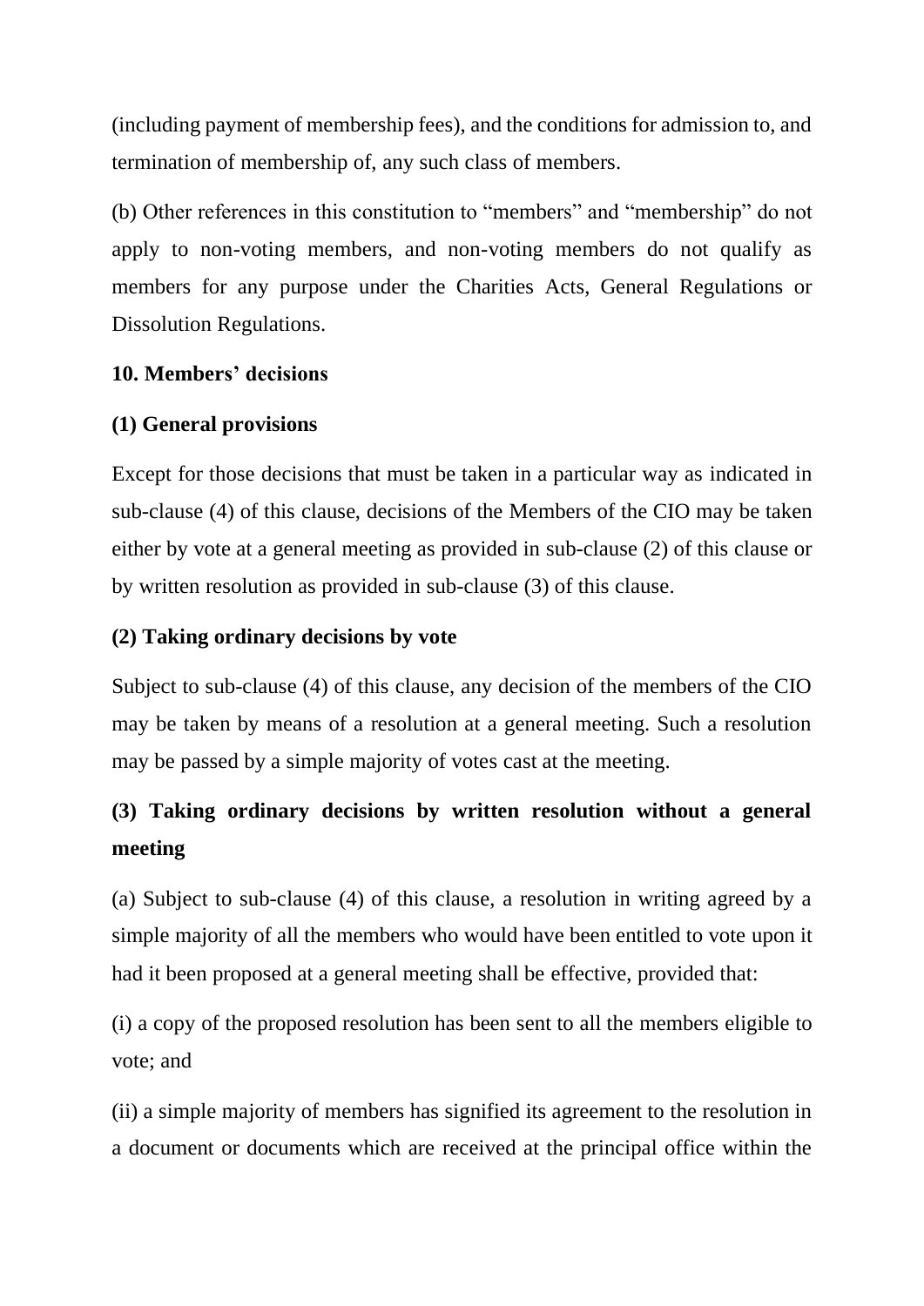(including payment of membership fees), and the conditions for admission to, and termination of membership of, any such class of members.

(b) Other references in this constitution to “members” and “membership” do not apply to non-voting members, and non-voting members do not qualify as members for any purpose under the Charities Acts, General Regulations or Dissolution Regulations.

**10. Members’ decisions**

**(1) General provisions**

Except for those decisions that must be taken in a particular way as indicated in sub-clause (4) of this clause, decisions of the Members of the CIO may be taken either by vote at a general meeting as provided in sub-clause (2) of this clause or by written resolution as provided in sub-clause (3) of this clause.

**(2) Taking ordinary decisions by vote**

Subject to sub-clause (4) of this clause, any decision of the members of the CIO may be taken by means of a resolution at a general meeting. Such a resolution may be passed by a simple majority of votes cast at the meeting.

**(3) Taking ordinary decisions by written resolution without a general meeting**

(a) Subject to sub-clause (4) of this clause, a resolution in writing agreed by a simple majority of all the members who would have been entitled to vote upon it had it been proposed at a general meeting shall be effective, provided that:

(i) a copy of the proposed resolution has been sent to all the members eligible to vote; and

(ii) a simple majority of members has signified its agreement to the resolution in a document or documents which are received at the principal office within the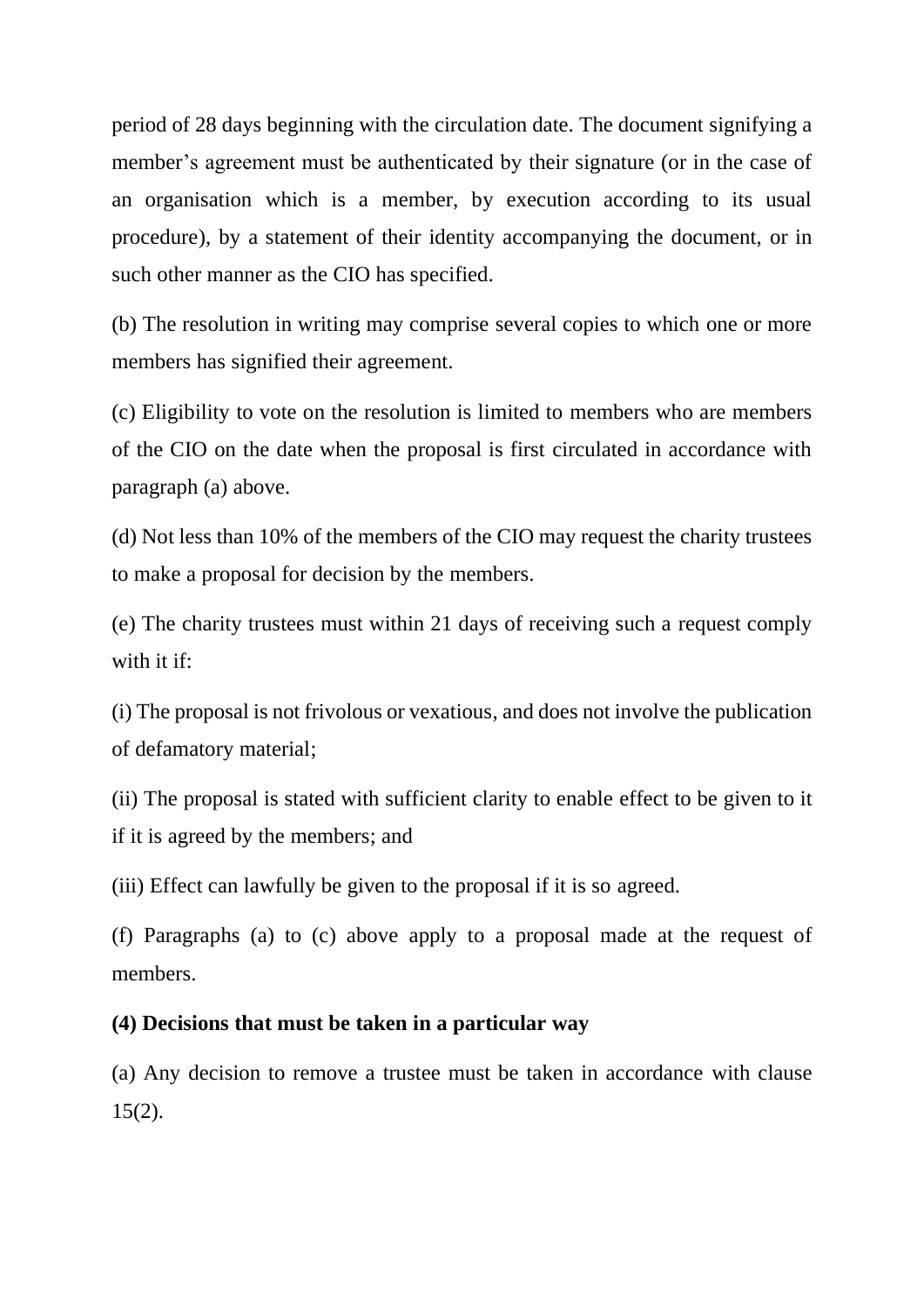period of 28 days beginning with the circulation date. The document signifying a member's agreement must be authenticated by their signature (or in the case of an organisation which is a member, by execution according to its usual procedure), by a statement of their identity accompanying the document, or in such other manner as the CIO has specified.

(b) The resolution in writing may comprise several copies to which one or more members has signified their agreement.

(c) Eligibility to vote on the resolution is limited to members who are members of the CIO on the date when the proposal is first circulated in accordance with paragraph (a) above.

(d) Not less than 10% of the members of the CIO may request the charity trustees to make a proposal for decision by the members.

(e) The charity trustees must within 21 days of receiving such a request comply with it if:

(i) The proposal is not frivolous or vexatious, and does not involve the publication of defamatory material;

(ii) The proposal is stated with sufficient clarity to enable effect to be given to it if it is agreed by the members; and

(iii) Effect can lawfully be given to the proposal if it is so agreed.

(f) Paragraphs (a) to (c) above apply to a proposal made at the request of members.

**(4) Decisions that must be taken in a particular way**

(a) Any decision to remove a trustee must be taken in accordance with clause 15(2).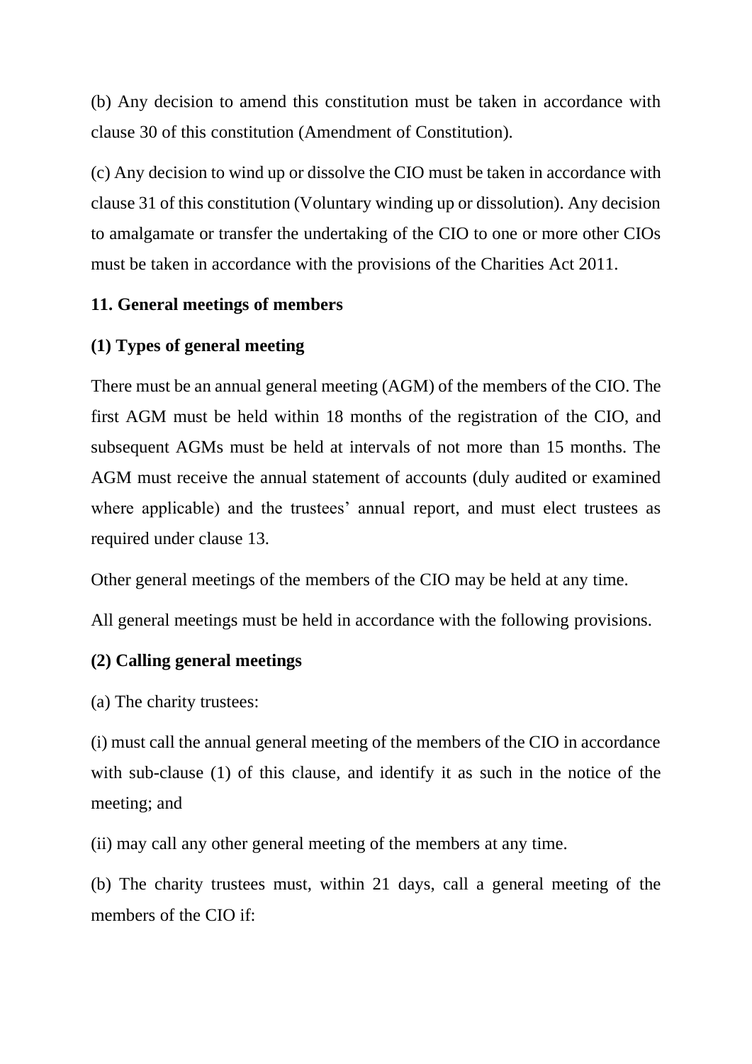(b) Any decision to amend this constitution must be taken in accordance with clause 30 of this constitution (Amendment of Constitution).

(c) Any decision to wind up or dissolve the CIO must be taken in accordance with clause 31 of this constitution (Voluntary winding up or dissolution). Any decision to amalgamate or transfer the undertaking of the CIO to one or more other CIOs must be taken in accordance with the provisions of the Charities Act 2011.

**11. General meetings of members**

**(1) Types of general meeting**

There must be an annual general meeting (AGM) of the members of the CIO. The first AGM must be held within 18 months of the registration of the CIO, and subsequent AGMs must be held at intervals of not more than 15 months. The AGM must receive the annual statement of accounts (duly audited or examined where applicable) and the trustees' annual report, and must elect trustees as required under clause 13.

Other general meetings of the members of the CIO may be held at any time.

All general meetings must be held in accordance with the following provisions.

**(2) Calling general meetings**

(a) The charity trustees:

(i) must call the annual general meeting of the members of the CIO in accordance with sub-clause (1) of this clause, and identify it as such in the notice of the meeting; and

(ii) may call any other general meeting of the members at any time.

(b) The charity trustees must, within 21 days, call a general meeting of the members of the CIO if: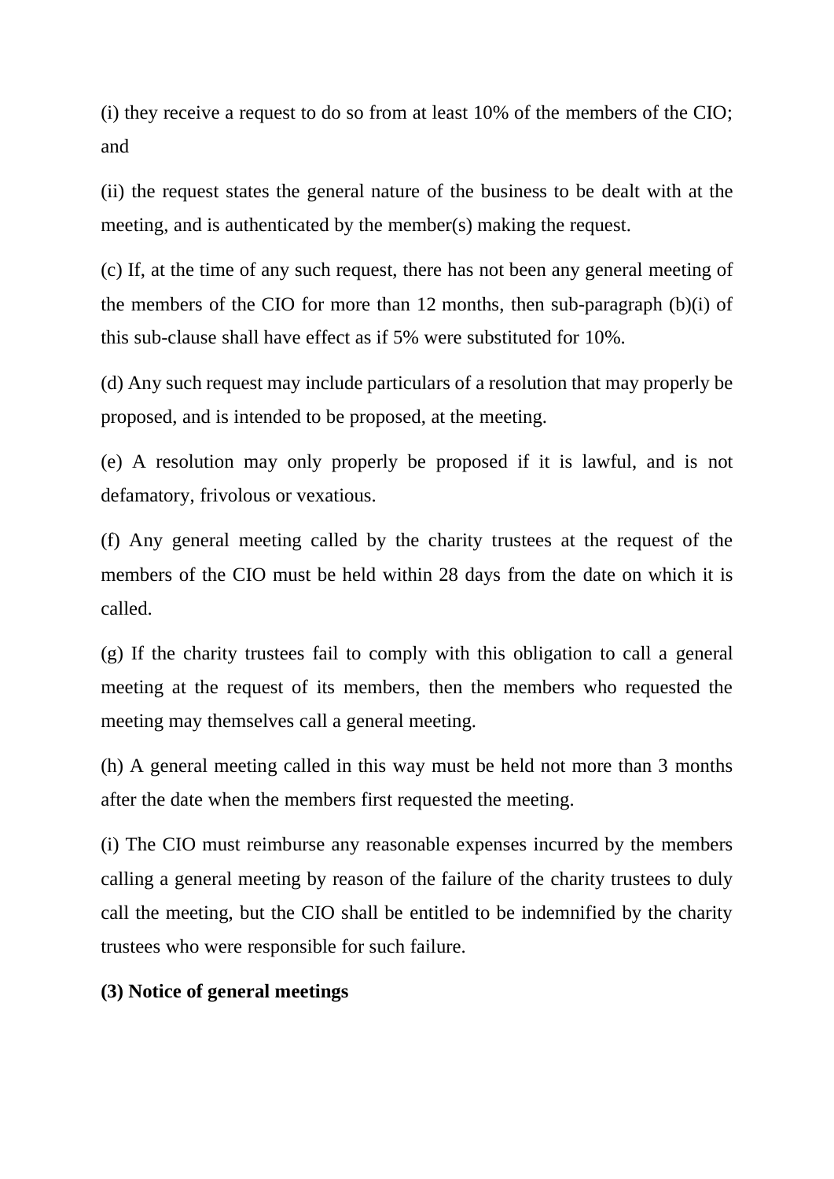(i) they receive a request to do so from at least 10% of the members of the CIO; and

(ii) the request states the general nature of the business to be dealt with at the meeting, and is authenticated by the member(s) making the request.

(c) If, at the time of any such request, there has not been any general meeting of the members of the CIO for more than 12 months, then sub-paragraph (b)(i) of this sub-clause shall have effect as if 5% were substituted for 10%.

(d) Any such request may include particulars of a resolution that may properly be proposed, and is intended to be proposed, at the meeting.

(e) A resolution may only properly be proposed if it is lawful, and is not defamatory, frivolous or vexatious.

(f) Any general meeting called by the charity trustees at the request of the members of the CIO must be held within 28 days from the date on which it is called.

(g) If the charity trustees fail to comply with this obligation to call a general meeting at the request of its members, then the members who requested the meeting may themselves call a general meeting.

(h) A general meeting called in this way must be held not more than 3 months after the date when the members first requested the meeting.

(i) The CIO must reimburse any reasonable expenses incurred by the members calling a general meeting by reason of the failure of the charity trustees to duly call the meeting, but the CIO shall be entitled to be indemnified by the charity trustees who were responsible for such failure.

**(3) Notice of general meetings**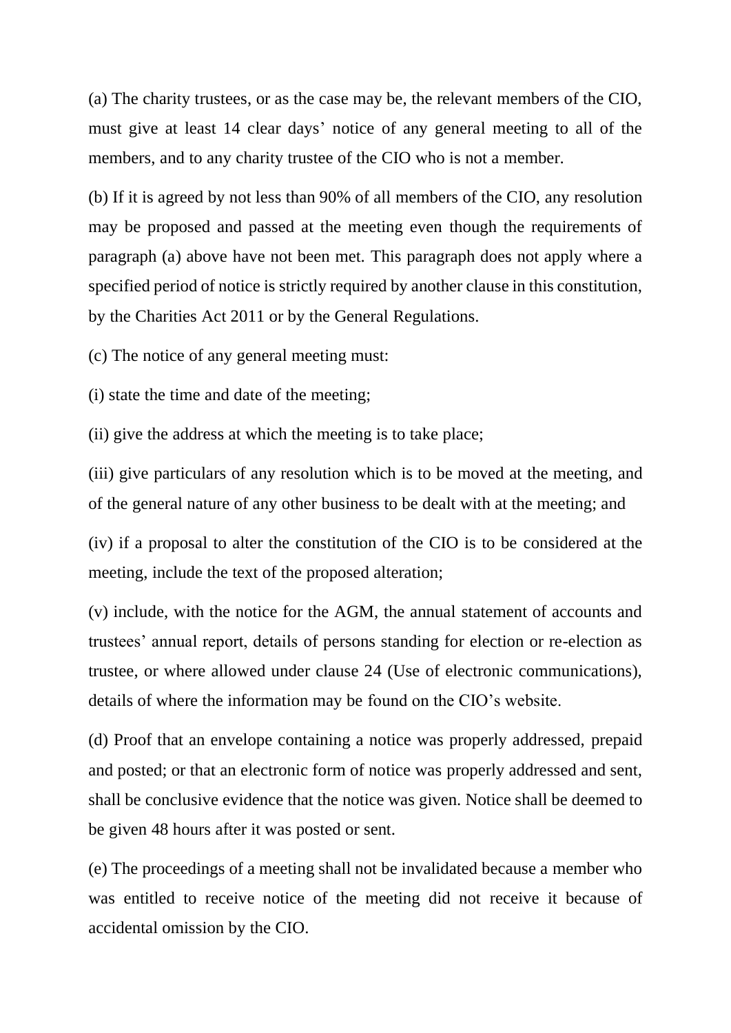(a) The charity trustees, or as the case may be, the relevant members of the CIO, must give at least 14 clear days' notice of any general meeting to all of the members, and to any charity trustee of the CIO who is not a member.

(b) If it is agreed by not less than 90% of all members of the CIO, any resolution may be proposed and passed at the meeting even though the requirements of paragraph (a) above have not been met. This paragraph does not apply where a specified period of notice is strictly required by another clause in this constitution, by the Charities Act 2011 or by the General Regulations.

(c) The notice of any general meeting must:

(i) state the time and date of the meeting;

(ii) give the address at which the meeting is to take place;

(iii) give particulars of any resolution which is to be moved at the meeting, and of the general nature of any other business to be dealt with at the meeting; and

(iv) if a proposal to alter the constitution of the CIO is to be considered at the meeting, include the text of the proposed alteration;

(v) include, with the notice for the AGM, the annual statement of accounts and trustees' annual report, details of persons standing for election or re-election as trustee, or where allowed under clause 24 (Use of electronic communications), details of where the information may be found on the CIO's website.

(d) Proof that an envelope containing a notice was properly addressed, prepaid and posted; or that an electronic form of notice was properly addressed and sent, shall be conclusive evidence that the notice was given. Notice shall be deemed to be given 48 hours after it was posted or sent.

(e) The proceedings of a meeting shall not be invalidated because a member who was entitled to receive notice of the meeting did not receive it because of accidental omission by the CIO.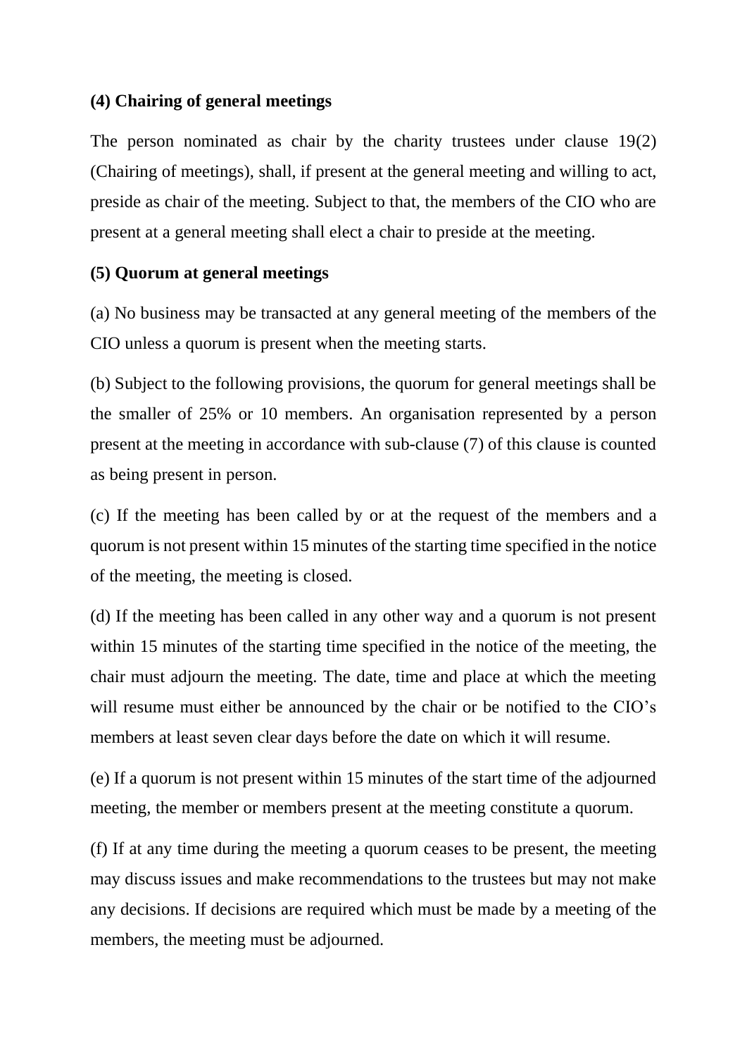**(4) Chairing of general meetings**

The person nominated as chair by the charity trustees under clause 19(2) (Chairing of meetings), shall, if present at the general meeting and willing to act, preside as chair of the meeting. Subject to that, the members of the CIO who are present at a general meeting shall elect a chair to preside at the meeting.

**(5) Quorum at general meetings**

(a) No business may be transacted at any general meeting of the members of the CIO unless a quorum is present when the meeting starts.

(b) Subject to the following provisions, the quorum for general meetings shall be the smaller of 25% or 10 members. An organisation represented by a person present at the meeting in accordance with sub-clause (7) of this clause is counted as being present in person.

(c) If the meeting has been called by or at the request of the members and a quorum is not present within 15 minutes of the starting time specified in the notice of the meeting, the meeting is closed.

(d) If the meeting has been called in any other way and a quorum is not present within 15 minutes of the starting time specified in the notice of the meeting, the chair must adjourn the meeting. The date, time and place at which the meeting will resume must either be announced by the chair or be notified to the CIO's members at least seven clear days before the date on which it will resume.

(e) If a quorum is not present within 15 minutes of the start time of the adjourned meeting, the member or members present at the meeting constitute a quorum.

(f) If at any time during the meeting a quorum ceases to be present, the meeting may discuss issues and make recommendations to the trustees but may not make any decisions. If decisions are required which must be made by a meeting of the members, the meeting must be adjourned.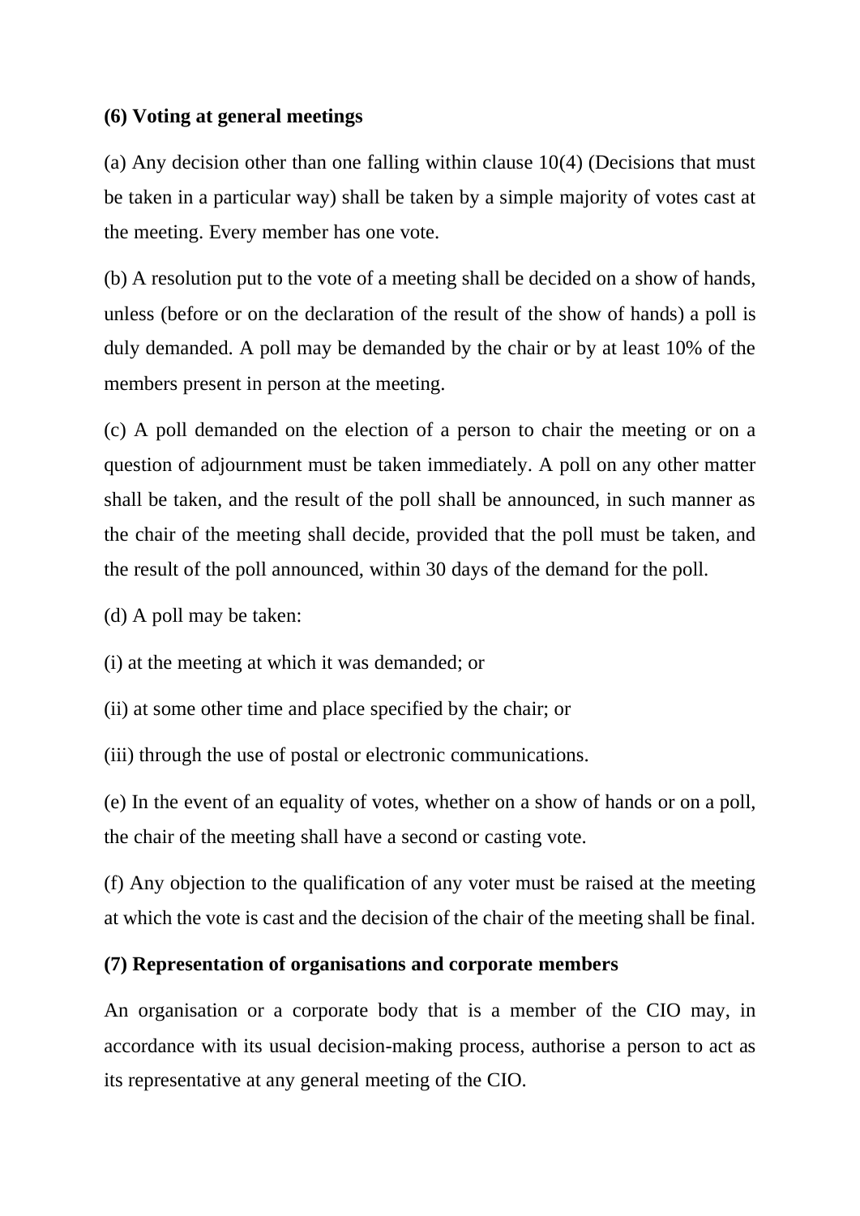**(6) Voting at general meetings**

(a) Any decision other than one falling within clause 10(4) (Decisions that must be taken in a particular way) shall be taken by a simple majority of votes cast at the meeting. Every member has one vote.

(b) A resolution put to the vote of a meeting shall be decided on a show of hands, unless (before or on the declaration of the result of the show of hands) a poll is duly demanded. A poll may be demanded by the chair or by at least 10% of the members present in person at the meeting.

(c) A poll demanded on the election of a person to chair the meeting or on a question of adjournment must be taken immediately. A poll on any other matter shall be taken, and the result of the poll shall be announced, in such manner as the chair of the meeting shall decide, provided that the poll must be taken, and the result of the poll announced, within 30 days of the demand for the poll.

(d) A poll may be taken:

(i) at the meeting at which it was demanded; or

(ii) at some other time and place specified by the chair; or

(iii) through the use of postal or electronic communications.

(e) In the event of an equality of votes, whether on a show of hands or on a poll, the chair of the meeting shall have a second or casting vote.

(f) Any objection to the qualification of any voter must be raised at the meeting at which the vote is cast and the decision of the chair of the meeting shall be final.

**(7) Representation of organisations and corporate members**

An organisation or a corporate body that is a member of the CIO may, in accordance with its usual decision-making process, authorise a person to act as its representative at any general meeting of the CIO.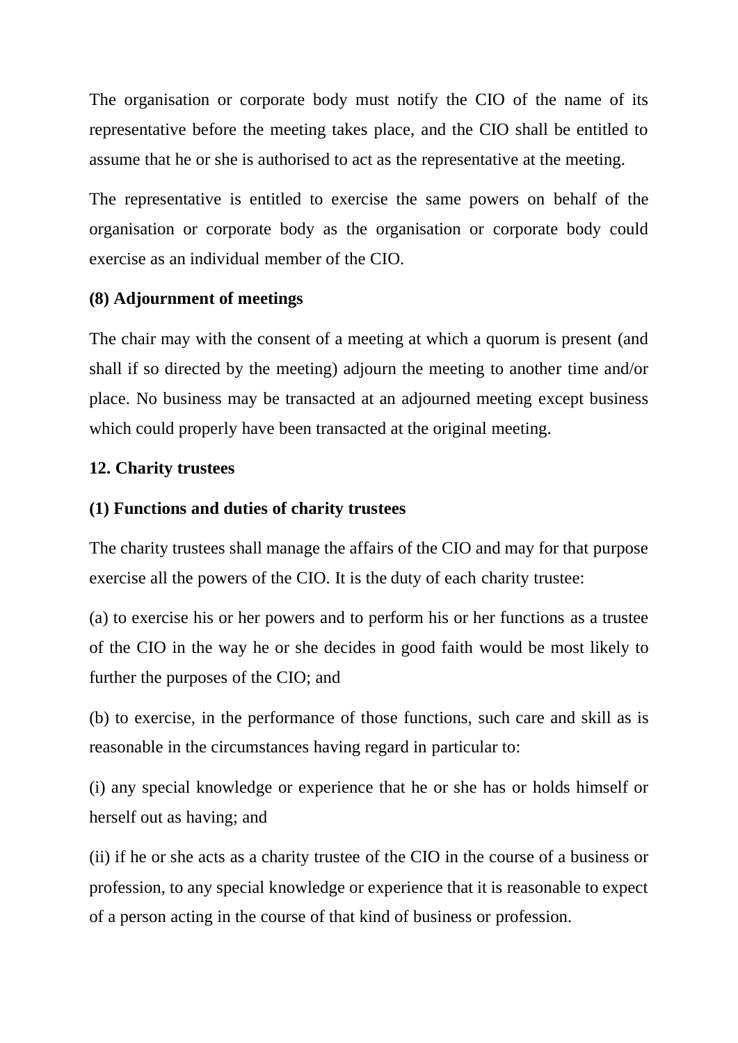The organisation or corporate body must notify the CIO of the name of its representative before the meeting takes place, and the CIO shall be entitled to assume that he or she is authorised to act as the representative at the meeting.

The representative is entitled to exercise the same powers on behalf of the organisation or corporate body as the organisation or corporate body could exercise as an individual member of the CIO.

**(8) Adjournment of meetings**

The chair may with the consent of a meeting at which a quorum is present (and shall if so directed by the meeting) adjourn the meeting to another time and/or place. No business may be transacted at an adjourned meeting except business which could properly have been transacted at the original meeting.

**12. Charity trustees**

**(1) Functions and duties of charity trustees**

The charity trustees shall manage the affairs of the CIO and may for that purpose exercise all the powers of the CIO. It is the duty of each charity trustee:

(a) to exercise his or her powers and to perform his or her functions as a trustee of the CIO in the way he or she decides in good faith would be most likely to further the purposes of the CIO; and

(b) to exercise, in the performance of those functions, such care and skill as is reasonable in the circumstances having regard in particular to:

(i) any special knowledge or experience that he or she has or holds himself or herself out as having; and

(ii) if he or she acts as a charity trustee of the CIO in the course of a business or profession, to any special knowledge or experience that it is reasonable to expect of a person acting in the course of that kind of business or profession.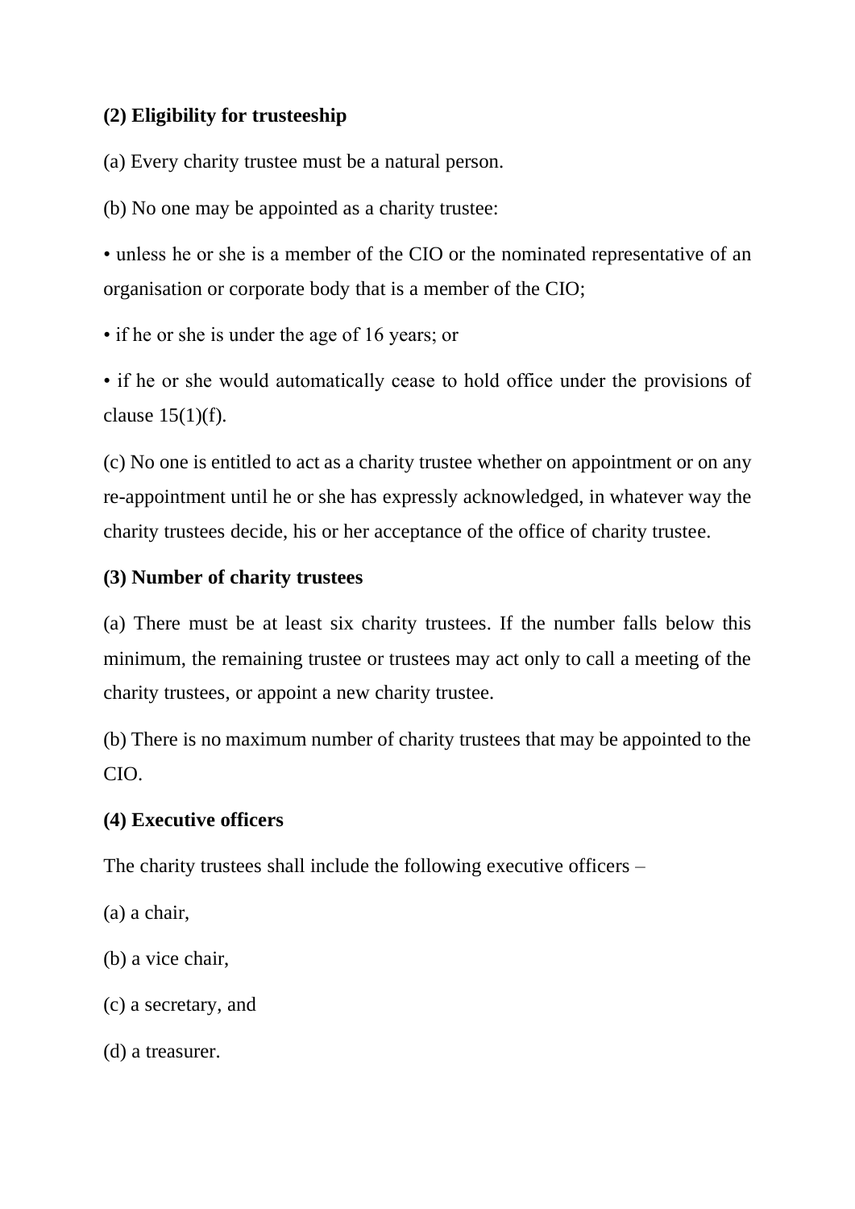**(2) Eligibility for trusteeship**

(a) Every charity trustee must be a natural person.

(b) No one may be appointed as a charity trustee:

- unless he or she is a member of the CIO or the nominated representative of an organisation or corporate body that is a member of the CIO;
- if he or she is under the age of 16 years; or
- if he or she would automatically cease to hold office under the provisions of clause 15(1)(f).

(c) No one is entitled to act as a charity trustee whether on appointment or on any re-appointment until he or she has expressly acknowledged, in whatever way the charity trustees decide, his or her acceptance of the office of charity trustee.

**(3) Number of charity trustees**

(a) There must be at least six charity trustees. If the number falls below this minimum, the remaining trustee or trustees may act only to call a meeting of the charity trustees, or appoint a new charity trustee.

(b) There is no maximum number of charity trustees that may be appointed to the CIO.

**(4) Executive officers**

The charity trustees shall include the following executive officers –

(a) a chair,

(b) a vice chair,

(c) a secretary, and

(d) a treasurer.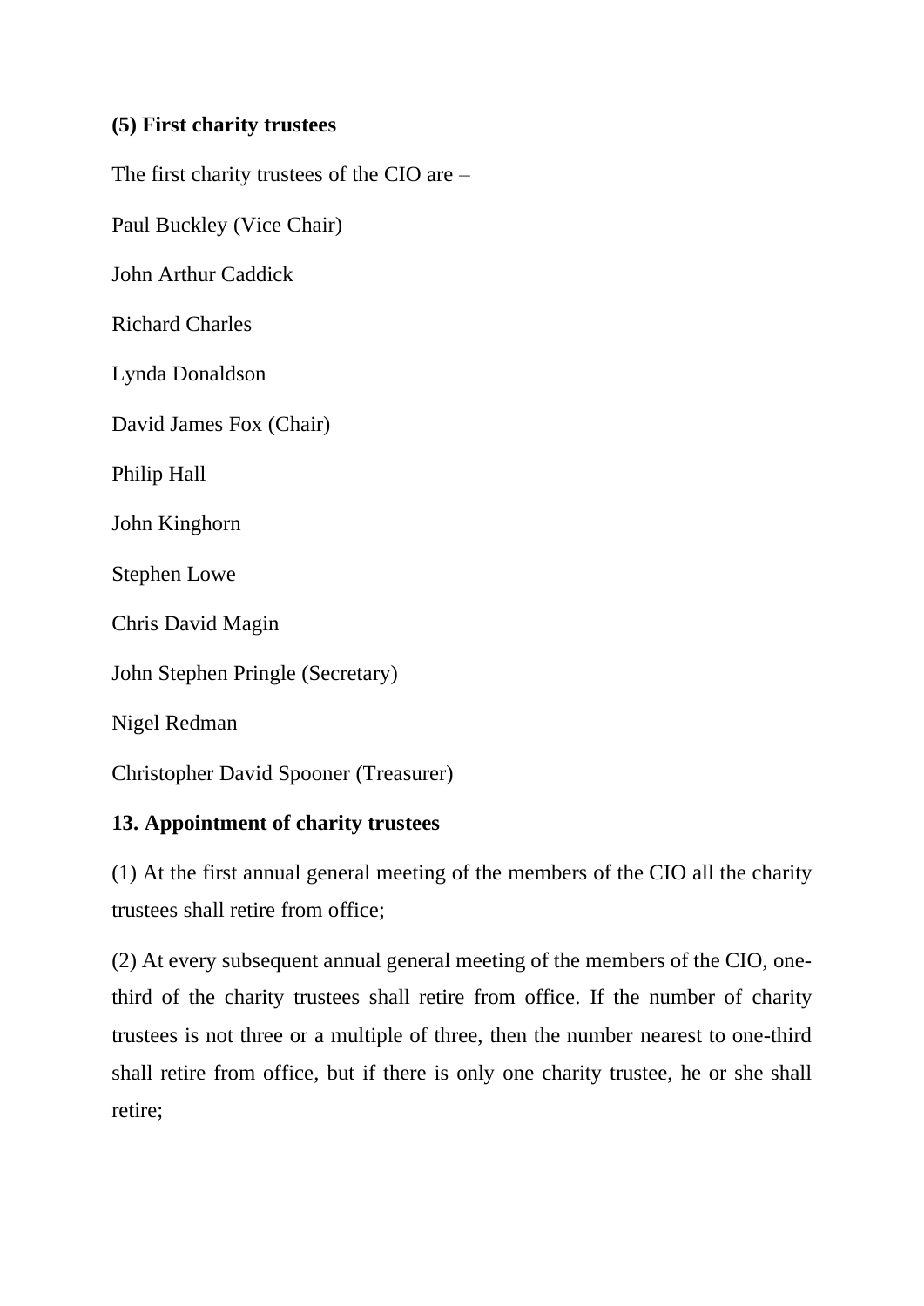**(5) First charity trustees**

The first charity trustees of the CIO are –

Paul Buckley (Vice Chair)

John Arthur Caddick

Richard Charles

Lynda Donaldson

David James Fox (Chair)

Philip Hall

John Kinghorn

Stephen Lowe

Chris David Magin

John Stephen Pringle (Secretary)

Nigel Redman

Christopher David Spooner (Treasurer)

**13. Appointment of charity trustees**

(1) At the first annual general meeting of the members of the CIO all the charity trustees shall retire from office;

(2) At every subsequent annual general meeting of the members of the CIO, one-third of the charity trustees shall retire from office. If the number of charity trustees is not three or a multiple of three, then the number nearest to one-third shall retire from office, but if there is only one charity trustee, he or she shall retire;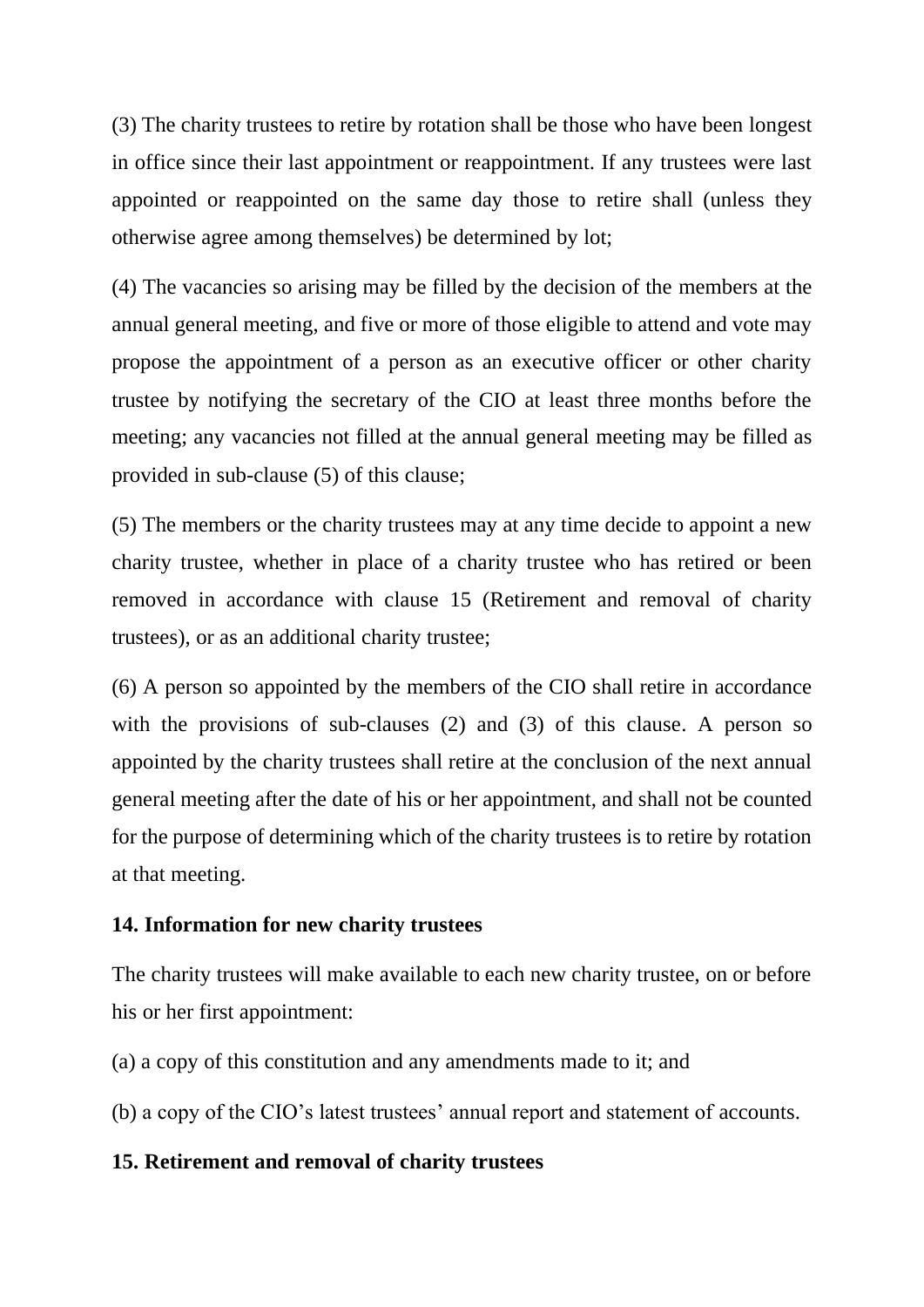(3) The charity trustees to retire by rotation shall be those who have been longest in office since their last appointment or reappointment. If any trustees were last appointed or reappointed on the same day those to retire shall (unless they otherwise agree among themselves) be determined by lot;

(4) The vacancies so arising may be filled by the decision of the members at the annual general meeting, and five or more of those eligible to attend and vote may propose the appointment of a person as an executive officer or other charity trustee by notifying the secretary of the CIO at least three months before the meeting; any vacancies not filled at the annual general meeting may be filled as provided in sub-clause (5) of this clause;

(5) The members or the charity trustees may at any time decide to appoint a new charity trustee, whether in place of a charity trustee who has retired or been removed in accordance with clause 15 (Retirement and removal of charity trustees), or as an additional charity trustee;

(6) A person so appointed by the members of the CIO shall retire in accordance with the provisions of sub-clauses (2) and (3) of this clause. A person so appointed by the charity trustees shall retire at the conclusion of the next annual general meeting after the date of his or her appointment, and shall not be counted for the purpose of determining which of the charity trustees is to retire by rotation at that meeting.

**14. Information for new charity trustees**

The charity trustees will make available to each new charity trustee, on or before his or her first appointment:

(a) a copy of this constitution and any amendments made to it; and

(b) a copy of the CIO's latest trustees' annual report and statement of accounts.

**15. Retirement and removal of charity trustees**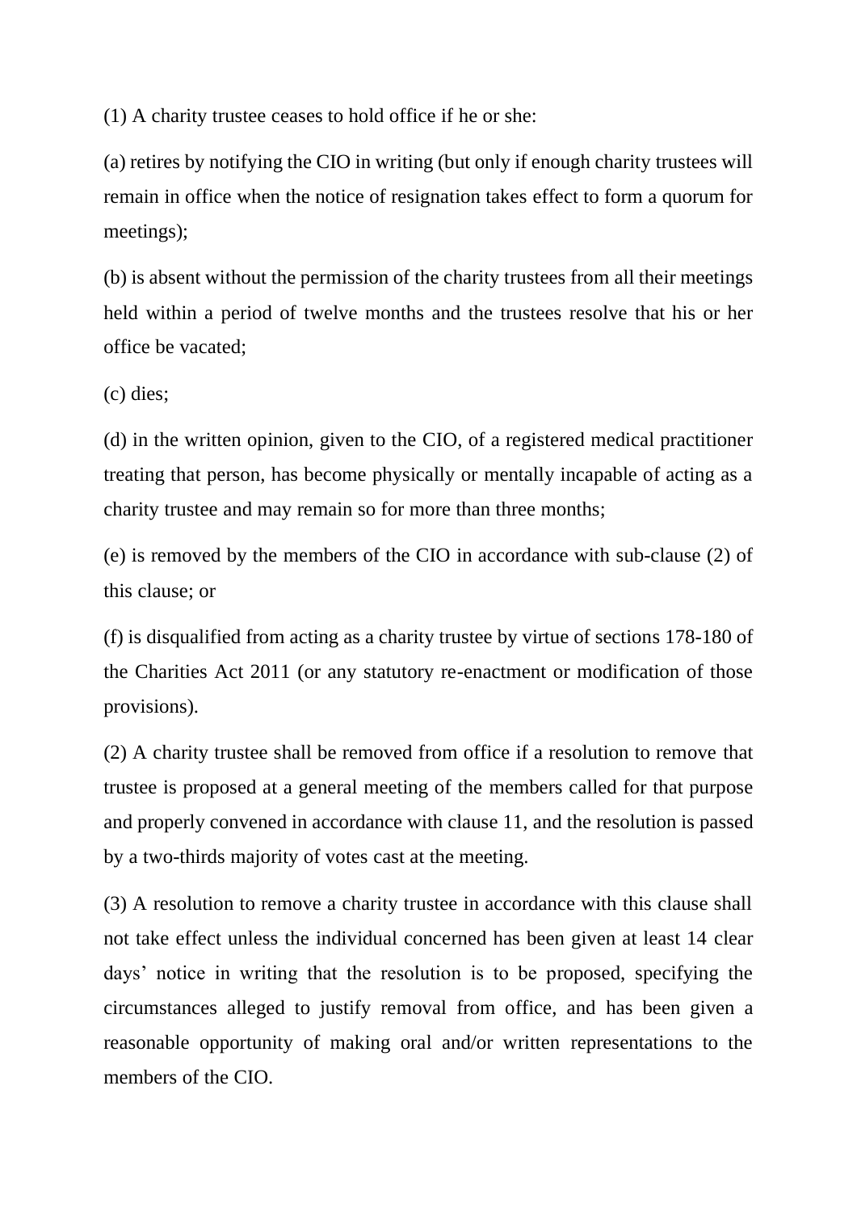(1) A charity trustee ceases to hold office if he or she:

(a) retires by notifying the CIO in writing (but only if enough charity trustees will remain in office when the notice of resignation takes effect to form a quorum for meetings);

(b) is absent without the permission of the charity trustees from all their meetings held within a period of twelve months and the trustees resolve that his or her office be vacated;

(c) dies;

(d) in the written opinion, given to the CIO, of a registered medical practitioner treating that person, has become physically or mentally incapable of acting as a charity trustee and may remain so for more than three months;

(e) is removed by the members of the CIO in accordance with sub-clause (2) of this clause; or

(f) is disqualified from acting as a charity trustee by virtue of sections 178-180 of the Charities Act 2011 (or any statutory re-enactment or modification of those provisions).

(2) A charity trustee shall be removed from office if a resolution to remove that trustee is proposed at a general meeting of the members called for that purpose and properly convened in accordance with clause 11, and the resolution is passed by a two-thirds majority of votes cast at the meeting.

(3) A resolution to remove a charity trustee in accordance with this clause shall not take effect unless the individual concerned has been given at least 14 clear days' notice in writing that the resolution is to be proposed, specifying the circumstances alleged to justify removal from office, and has been given a reasonable opportunity of making oral and/or written representations to the members of the CIO.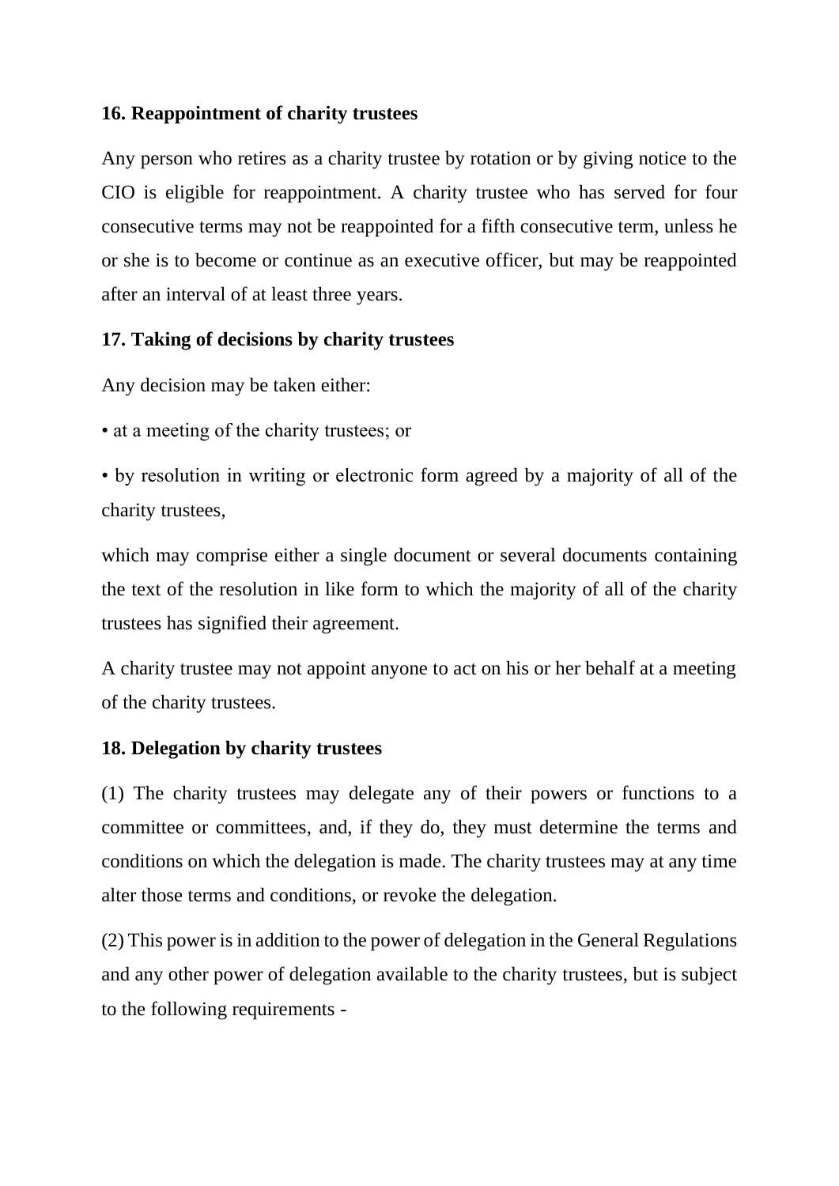**16. Reappointment of charity trustees**

Any person who retires as a charity trustee by rotation or by giving notice to the CIO is eligible for reappointment. A charity trustee who has served for four consecutive terms may not be reappointed for a fifth consecutive term, unless he or she is to become or continue as an executive officer, but may be reappointed after an interval of at least three years.

**17. Taking of decisions by charity trustees**

Any decision may be taken either:

- at a meeting of the charity trustees; or
- by resolution in writing or electronic form agreed by a majority of all of the charity trustees,

which may comprise either a single document or several documents containing the text of the resolution in like form to which the majority of all of the charity trustees has signified their agreement.

A charity trustee may not appoint anyone to act on his or her behalf at a meeting of the charity trustees.

**18. Delegation by charity trustees**

(1) The charity trustees may delegate any of their powers or functions to a committee or committees, and, if they do, they must determine the terms and conditions on which the delegation is made. The charity trustees may at any time alter those terms and conditions, or revoke the delegation.

(2) This power is in addition to the power of delegation in the General Regulations and any other power of delegation available to the charity trustees, but is subject to the following requirements -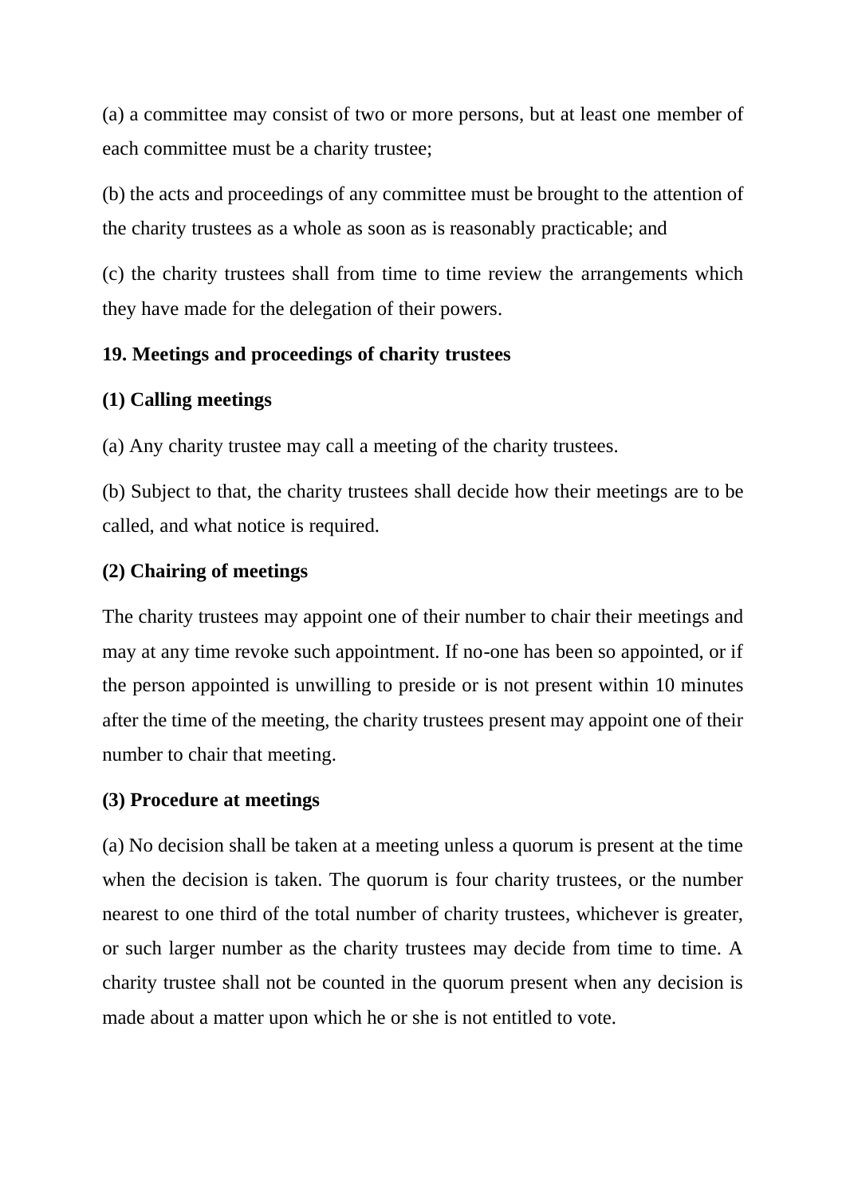(a) a committee may consist of two or more persons, but at least one member of each committee must be a charity trustee;

(b) the acts and proceedings of any committee must be brought to the attention of the charity trustees as a whole as soon as is reasonably practicable; and

(c) the charity trustees shall from time to time review the arrangements which they have made for the delegation of their powers.

**19. Meetings and proceedings of charity trustees**

**(1) Calling meetings**

(a) Any charity trustee may call a meeting of the charity trustees.

(b) Subject to that, the charity trustees shall decide how their meetings are to be called, and what notice is required.

**(2) Chairing of meetings**

The charity trustees may appoint one of their number to chair their meetings and may at any time revoke such appointment. If no-one has been so appointed, or if the person appointed is unwilling to preside or is not present within 10 minutes after the time of the meeting, the charity trustees present may appoint one of their number to chair that meeting.

**(3) Procedure at meetings**

(a) No decision shall be taken at a meeting unless a quorum is present at the time when the decision is taken. The quorum is four charity trustees, or the number nearest to one third of the total number of charity trustees, whichever is greater, or such larger number as the charity trustees may decide from time to time. A charity trustee shall not be counted in the quorum present when any decision is made about a matter upon which he or she is not entitled to vote.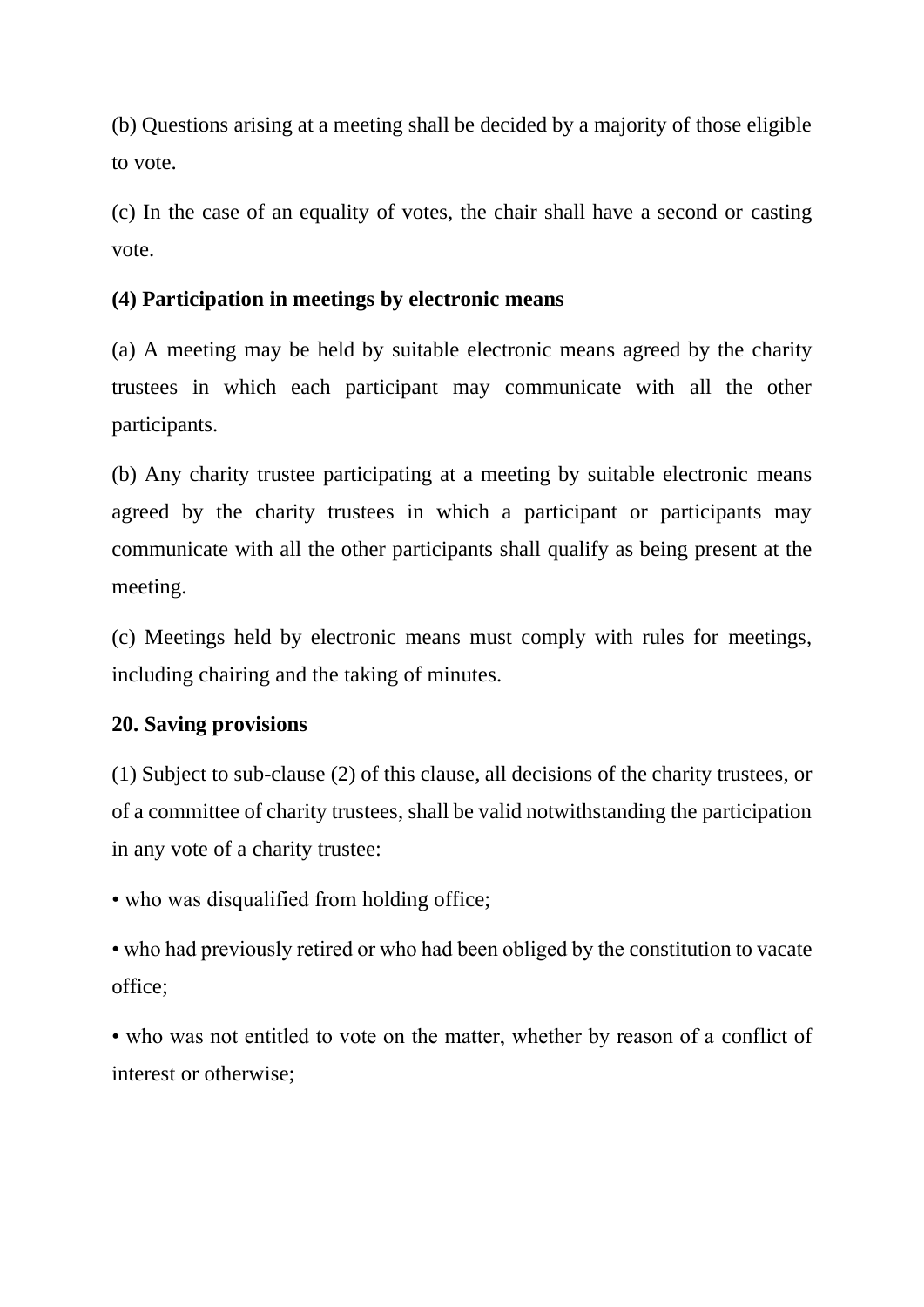(b) Questions arising at a meeting shall be decided by a majority of those eligible to vote.

(c) In the case of an equality of votes, the chair shall have a second or casting vote.

**(4) Participation in meetings by electronic means**

(a) A meeting may be held by suitable electronic means agreed by the charity trustees in which each participant may communicate with all the other participants.

(b) Any charity trustee participating at a meeting by suitable electronic means agreed by the charity trustees in which a participant or participants may communicate with all the other participants shall qualify as being present at the meeting.

(c) Meetings held by electronic means must comply with rules for meetings, including chairing and the taking of minutes.

**20. Saving provisions**

(1) Subject to sub-clause (2) of this clause, all decisions of the charity trustees, or of a committee of charity trustees, shall be valid notwithstanding the participation in any vote of a charity trustee:

• who was disqualified from holding office;

• who had previously retired or who had been obliged by the constitution to vacate office;

• who was not entitled to vote on the matter, whether by reason of a conflict of interest or otherwise;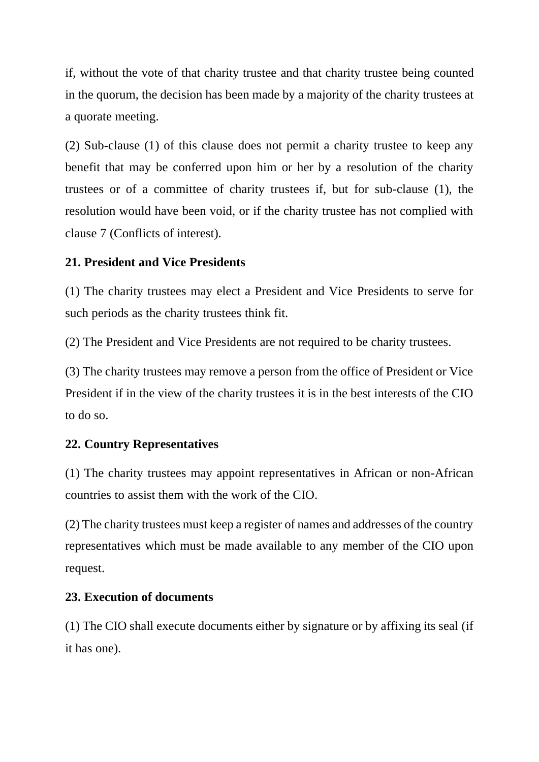if, without the vote of that charity trustee and that charity trustee being counted in the quorum, the decision has been made by a majority of the charity trustees at a quorate meeting.

(2) Sub-clause (1) of this clause does not permit a charity trustee to keep any benefit that may be conferred upon him or her by a resolution of the charity trustees or of a committee of charity trustees if, but for sub-clause (1), the resolution would have been void, or if the charity trustee has not complied with clause 7 (Conflicts of interest).

**21. President and Vice Presidents**

(1) The charity trustees may elect a President and Vice Presidents to serve for such periods as the charity trustees think fit.

(2) The President and Vice Presidents are not required to be charity trustees.

(3) The charity trustees may remove a person from the office of President or Vice President if in the view of the charity trustees it is in the best interests of the CIO to do so.

**22. Country Representatives**

(1) The charity trustees may appoint representatives in African or non-African countries to assist them with the work of the CIO.

(2) The charity trustees must keep a register of names and addresses of the country representatives which must be made available to any member of the CIO upon request.

**23. Execution of documents**

(1) The CIO shall execute documents either by signature or by affixing its seal (if it has one).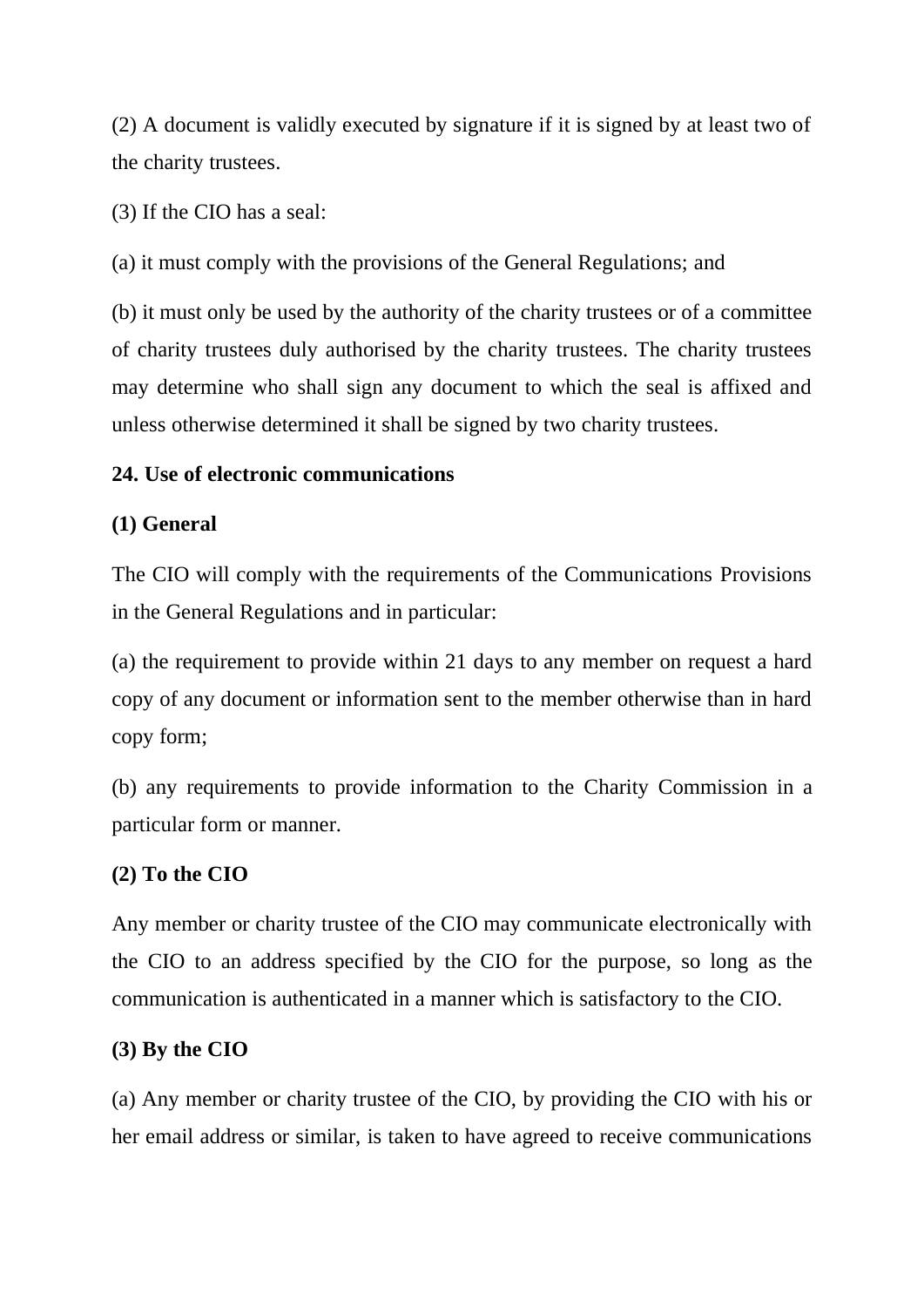(2) A document is validly executed by signature if it is signed by at least two of the charity trustees.

(3) If the CIO has a seal:

(a) it must comply with the provisions of the General Regulations; and

(b) it must only be used by the authority of the charity trustees or of a committee of charity trustees duly authorised by the charity trustees. The charity trustees may determine who shall sign any document to which the seal is affixed and unless otherwise determined it shall be signed by two charity trustees.

**24. Use of electronic communications**

**(1) General**

The CIO will comply with the requirements of the Communications Provisions in the General Regulations and in particular:

(a) the requirement to provide within 21 days to any member on request a hard copy of any document or information sent to the member otherwise than in hard copy form;

(b) any requirements to provide information to the Charity Commission in a particular form or manner.

**(2) To the CIO**

Any member or charity trustee of the CIO may communicate electronically with the CIO to an address specified by the CIO for the purpose, so long as the communication is authenticated in a manner which is satisfactory to the CIO.

**(3) By the CIO**

(a) Any member or charity trustee of the CIO, by providing the CIO with his or her email address or similar, is taken to have agreed to receive communications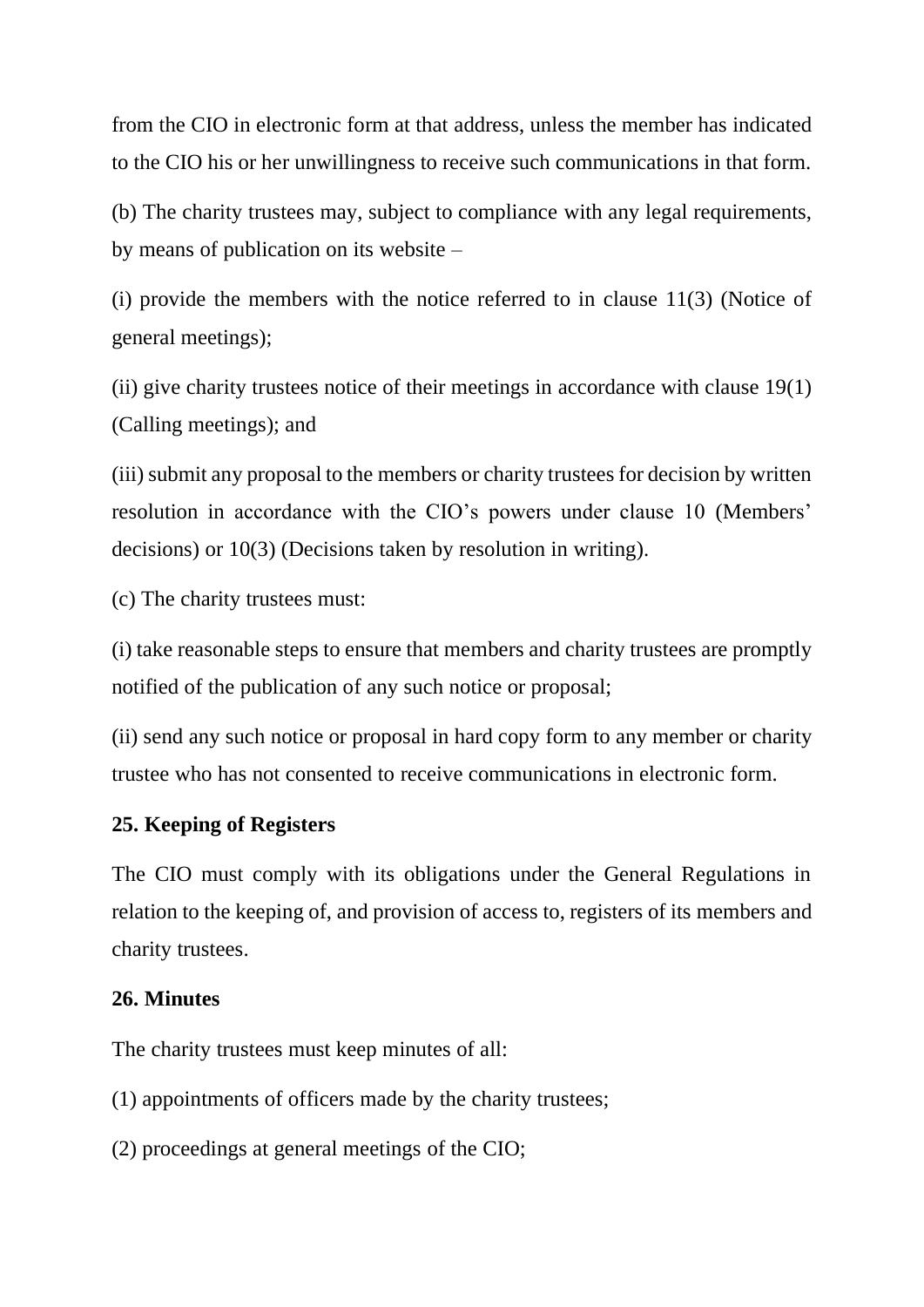from the CIO in electronic form at that address, unless the member has indicated to the CIO his or her unwillingness to receive such communications in that form.

(b) The charity trustees may, subject to compliance with any legal requirements, by means of publication on its website –

(i) provide the members with the notice referred to in clause 11(3) (Notice of general meetings);

(ii) give charity trustees notice of their meetings in accordance with clause 19(1) (Calling meetings); and

(iii) submit any proposal to the members or charity trustees for decision by written resolution in accordance with the CIO's powers under clause 10 (Members' decisions) or 10(3) (Decisions taken by resolution in writing).

(c) The charity trustees must:

(i) take reasonable steps to ensure that members and charity trustees are promptly notified of the publication of any such notice or proposal;

(ii) send any such notice or proposal in hard copy form to any member or charity trustee who has not consented to receive communications in electronic form.

**25. Keeping of Registers**

The CIO must comply with its obligations under the General Regulations in relation to the keeping of, and provision of access to, registers of its members and charity trustees.

**26. Minutes**

The charity trustees must keep minutes of all:

(1) appointments of officers made by the charity trustees;

(2) proceedings at general meetings of the CIO;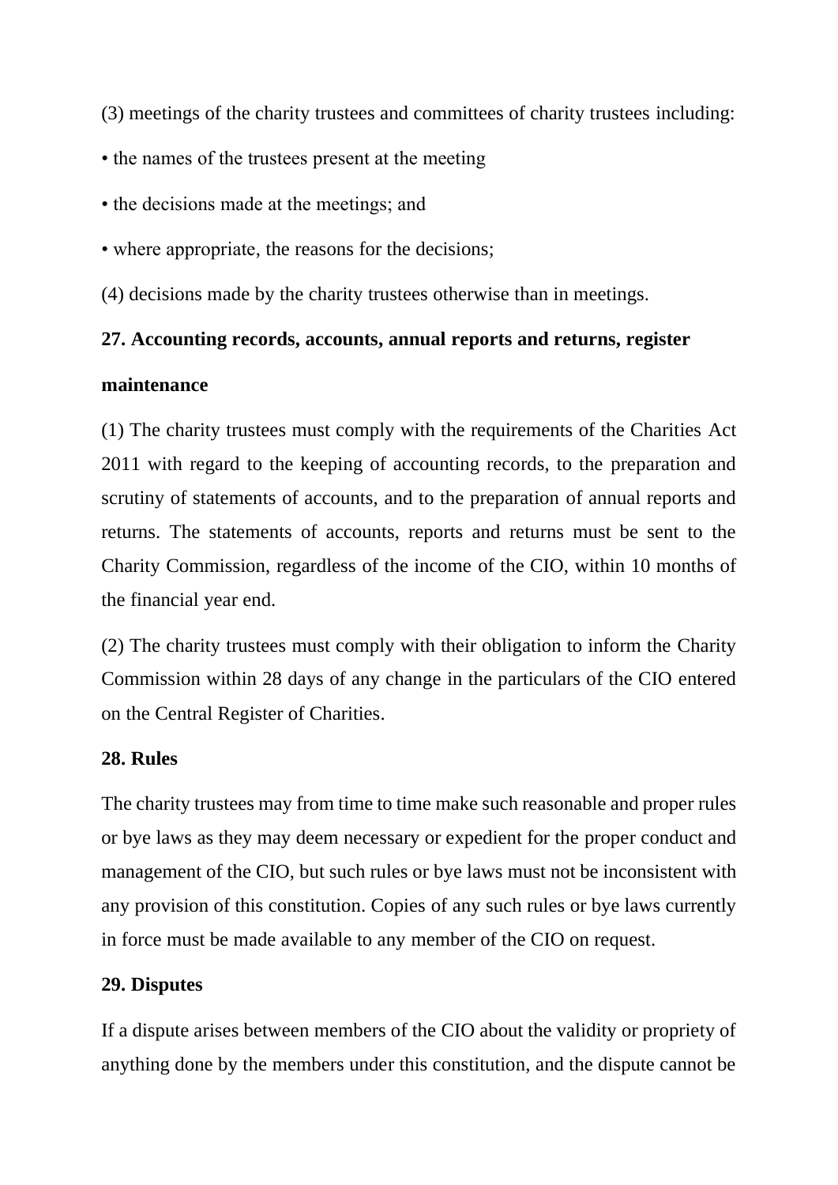(3) meetings of the charity trustees and committees of charity trustees including:

• the names of the trustees present at the meeting

• the decisions made at the meetings; and

• where appropriate, the reasons for the decisions;

(4) decisions made by the charity trustees otherwise than in meetings.

**27. Accounting records, accounts, annual reports and returns, register maintenance**

(1) The charity trustees must comply with the requirements of the Charities Act 2011 with regard to the keeping of accounting records, to the preparation and scrutiny of statements of accounts, and to the preparation of annual reports and returns. The statements of accounts, reports and returns must be sent to the Charity Commission, regardless of the income of the CIO, within 10 months of the financial year end.

(2) The charity trustees must comply with their obligation to inform the Charity Commission within 28 days of any change in the particulars of the CIO entered on the Central Register of Charities.

**28. Rules**

The charity trustees may from time to time make such reasonable and proper rules or bye laws as they may deem necessary or expedient for the proper conduct and management of the CIO, but such rules or bye laws must not be inconsistent with any provision of this constitution. Copies of any such rules or bye laws currently in force must be made available to any member of the CIO on request.

**29. Disputes**

If a dispute arises between members of the CIO about the validity or propriety of anything done by the members under this constitution, and the dispute cannot be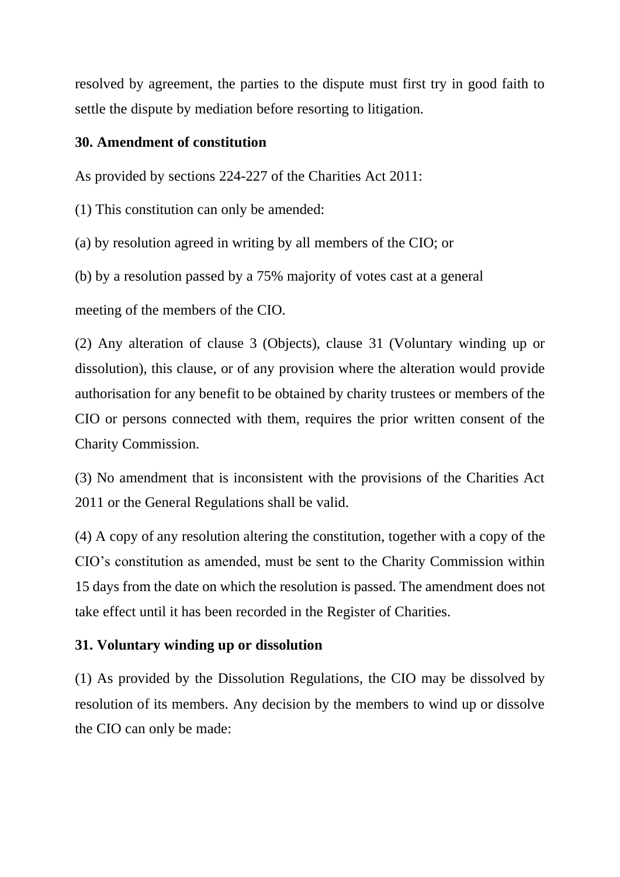resolved by agreement, the parties to the dispute must first try in good faith to settle the dispute by mediation before resorting to litigation.

**30. Amendment of constitution**

As provided by sections 224-227 of the Charities Act 2011:

(1) This constitution can only be amended:

(a) by resolution agreed in writing by all members of the CIO; or

(b) by a resolution passed by a 75% majority of votes cast at a general meeting of the members of the CIO.

(2) Any alteration of clause 3 (Objects), clause 31 (Voluntary winding up or dissolution), this clause, or of any provision where the alteration would provide authorisation for any benefit to be obtained by charity trustees or members of the CIO or persons connected with them, requires the prior written consent of the Charity Commission.

(3) No amendment that is inconsistent with the provisions of the Charities Act 2011 or the General Regulations shall be valid.

(4) A copy of any resolution altering the constitution, together with a copy of the CIO's constitution as amended, must be sent to the Charity Commission within 15 days from the date on which the resolution is passed. The amendment does not take effect until it has been recorded in the Register of Charities.

**31. Voluntary winding up or dissolution**

(1) As provided by the Dissolution Regulations, the CIO may be dissolved by resolution of its members. Any decision by the members to wind up or dissolve the CIO can only be made: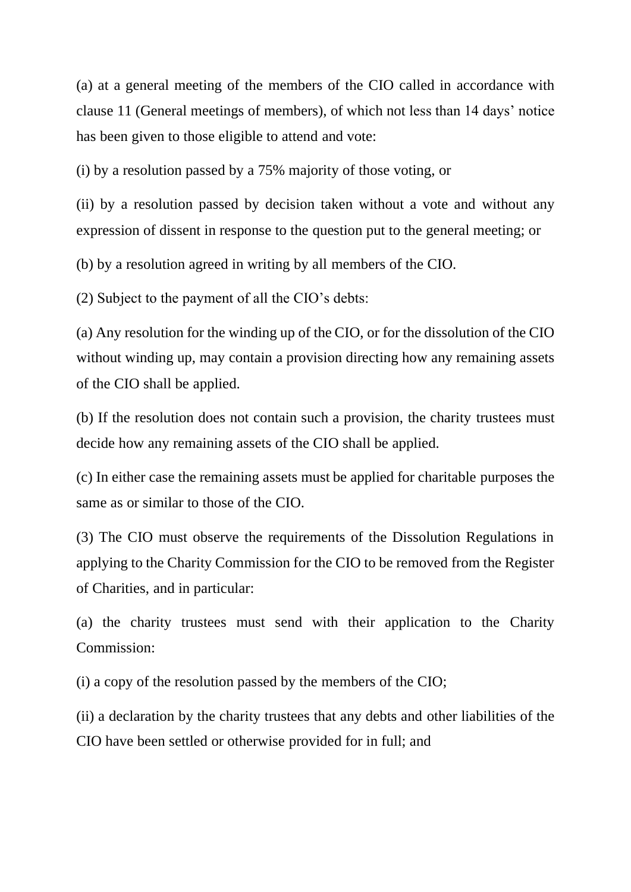(a) at a general meeting of the members of the CIO called in accordance with clause 11 (General meetings of members), of which not less than 14 days' notice has been given to those eligible to attend and vote:

(i) by a resolution passed by a 75% majority of those voting, or

(ii) by a resolution passed by decision taken without a vote and without any expression of dissent in response to the question put to the general meeting; or

(b) by a resolution agreed in writing by all members of the CIO.

(2) Subject to the payment of all the CIO's debts:

(a) Any resolution for the winding up of the CIO, or for the dissolution of the CIO without winding up, may contain a provision directing how any remaining assets of the CIO shall be applied.

(b) If the resolution does not contain such a provision, the charity trustees must decide how any remaining assets of the CIO shall be applied.

(c) In either case the remaining assets must be applied for charitable purposes the same as or similar to those of the CIO.

(3) The CIO must observe the requirements of the Dissolution Regulations in applying to the Charity Commission for the CIO to be removed from the Register of Charities, and in particular:

(a) the charity trustees must send with their application to the Charity Commission:

(i) a copy of the resolution passed by the members of the CIO;

(ii) a declaration by the charity trustees that any debts and other liabilities of the CIO have been settled or otherwise provided for in full; and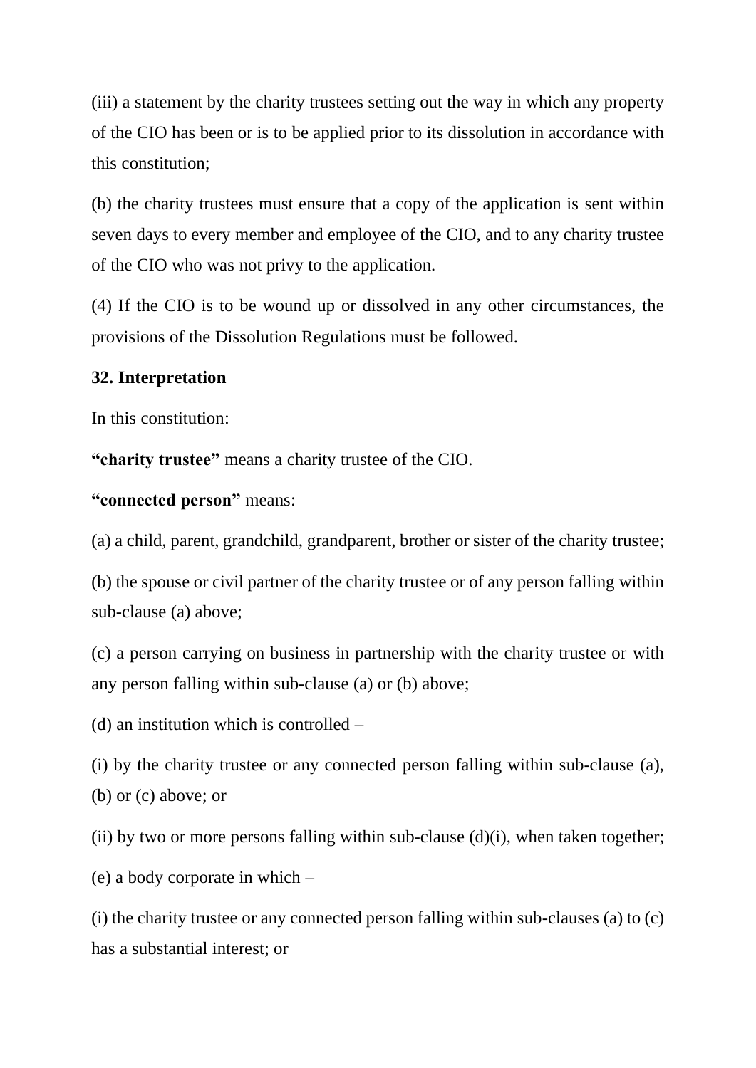(iii) a statement by the charity trustees setting out the way in which any property of the CIO has been or is to be applied prior to its dissolution in accordance with this constitution;

(b) the charity trustees must ensure that a copy of the application is sent within seven days to every member and employee of the CIO, and to any charity trustee of the CIO who was not privy to the application.

(4) If the CIO is to be wound up or dissolved in any other circumstances, the provisions of the Dissolution Regulations must be followed.

**32. Interpretation**

In this constitution:

**"charity trustee"** means a charity trustee of the CIO.

**"connected person"** means:

(a) a child, parent, grandchild, grandparent, brother or sister of the charity trustee;

(b) the spouse or civil partner of the charity trustee or of any person falling within sub-clause (a) above;

(c) a person carrying on business in partnership with the charity trustee or with any person falling within sub-clause (a) or (b) above;

(d) an institution which is controlled –

(i) by the charity trustee or any connected person falling within sub-clause (a), (b) or (c) above; or

(ii) by two or more persons falling within sub-clause (d)(i), when taken together;

(e) a body corporate in which –

(i) the charity trustee or any connected person falling within sub-clauses (a) to (c) has a substantial interest; or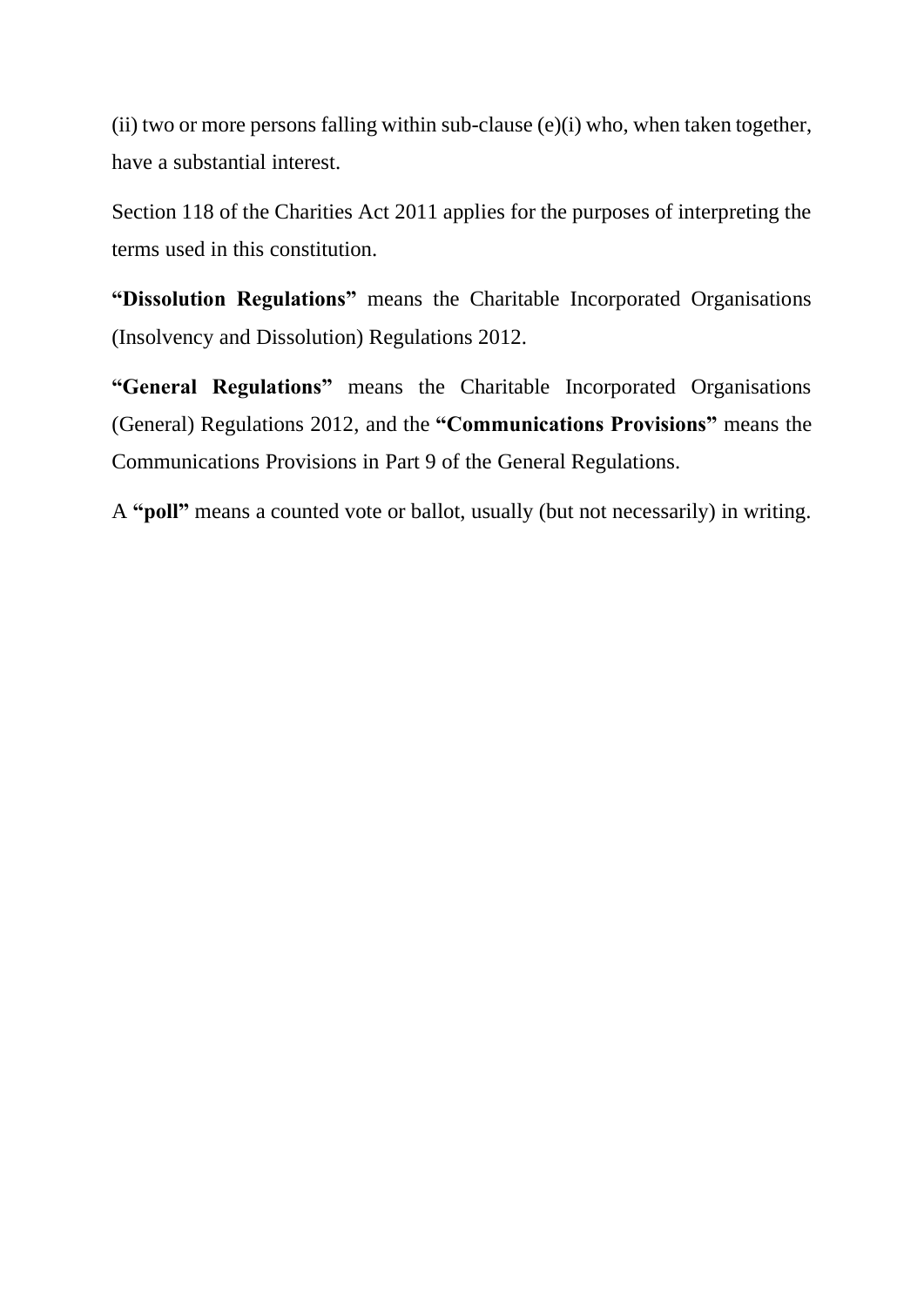(ii) two or more persons falling within sub-clause (e)(i) who, when taken together, have a substantial interest.

Section 118 of the Charities Act 2011 applies for the purposes of interpreting the terms used in this constitution.

**"Dissolution Regulations"** means the Charitable Incorporated Organisations (Insolvency and Dissolution) Regulations 2012.

**"General Regulations"** means the Charitable Incorporated Organisations (General) Regulations 2012, and the **"Communications Provisions"** means the Communications Provisions in Part 9 of the General Regulations.

A **"poll"** means a counted vote or ballot, usually (but not necessarily) in writing.